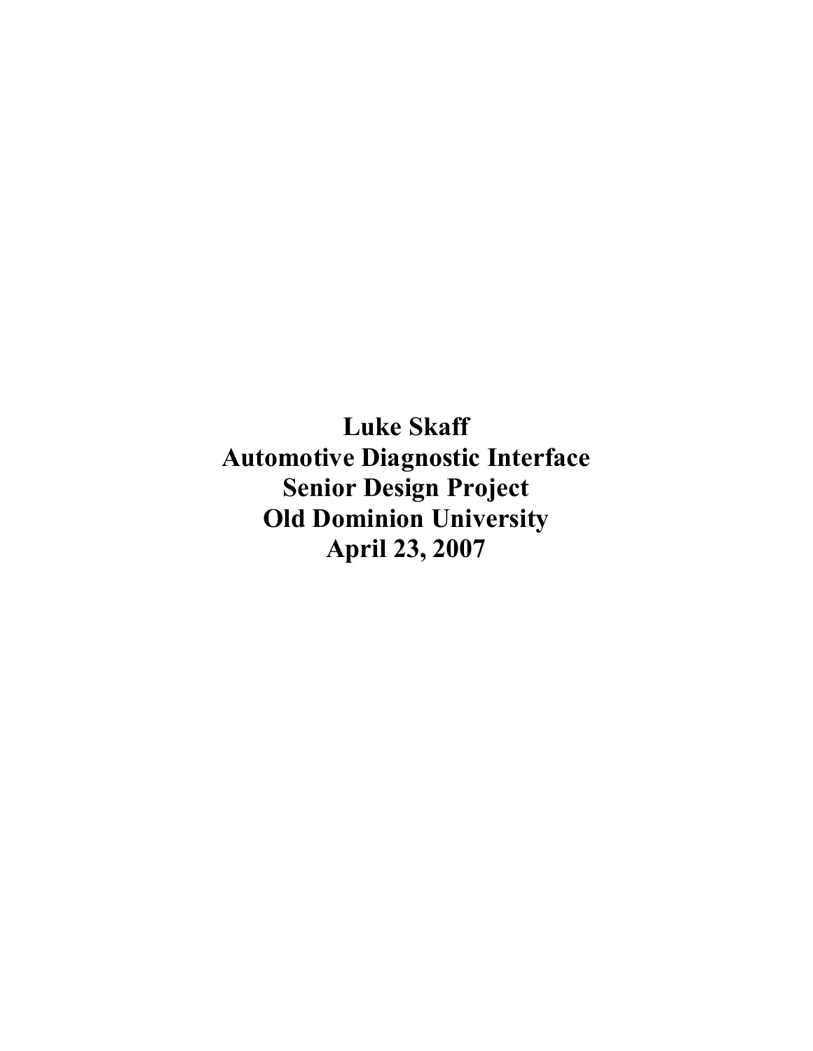**Luke Skaff**
**Automotive Diagnostic Interface**
**Senior Design Project**
**Old Dominion University**
**April 23, 2007**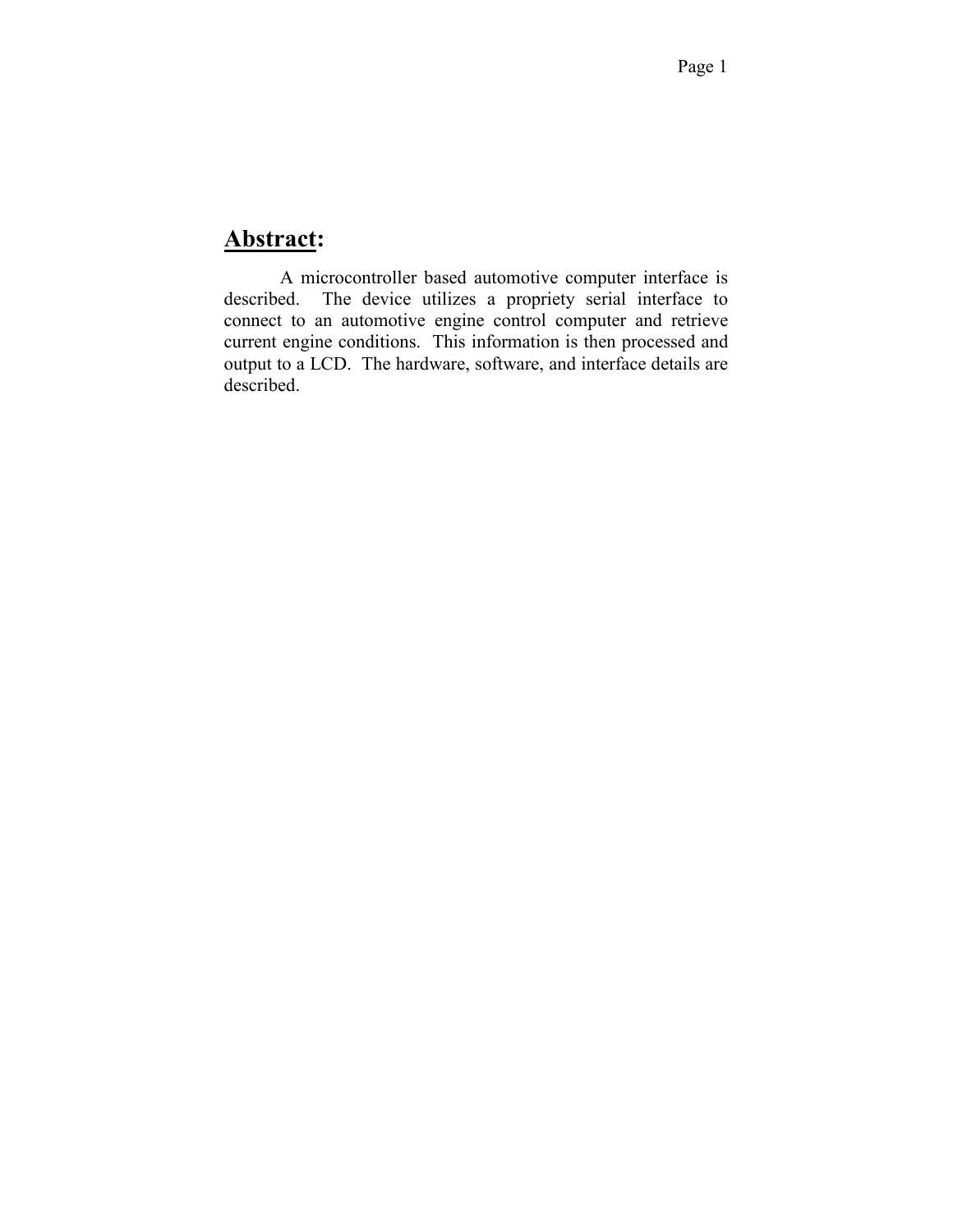## **Abstract**:

A microcontroller based automotive computer interface is described. The device utilizes a propriety serial interface to connect to an automotive engine control computer and retrieve current engine conditions. This information is then processed and output to a LCD. The hardware, software, and interface details are described.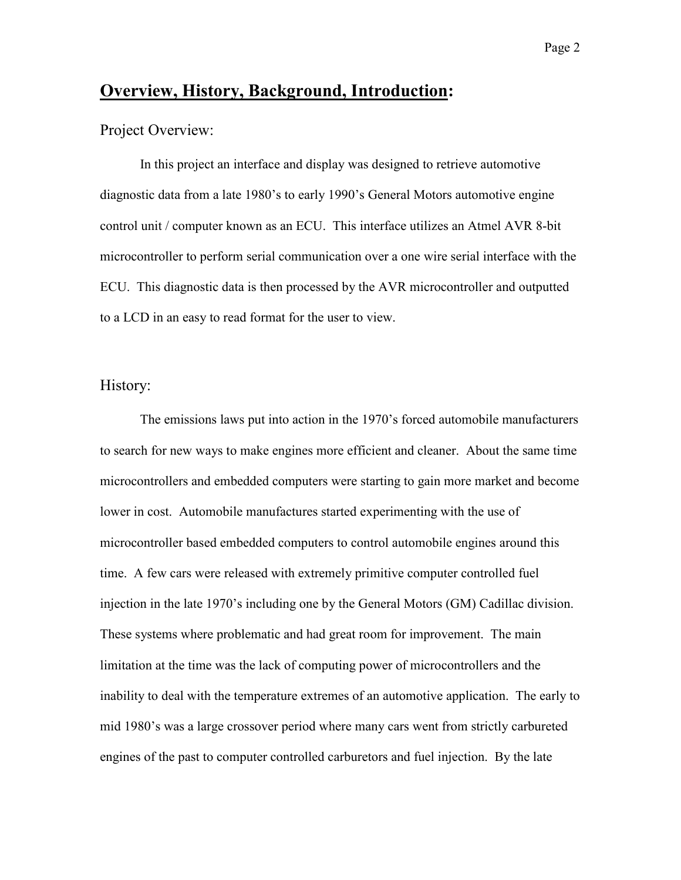## **Overview, History, Background, Introduction:**

### Project Overview:

In this project an interface and display was designed to retrieve automotive diagnostic data from a late 1980's to early 1990's General Motors automotive engine control unit / computer known as an ECU. This interface utilizes an Atmel AVR 8-bit microcontroller to perform serial communication over a one wire serial interface with the ECU. This diagnostic data is then processed by the AVR microcontroller and outputted to a LCD in an easy to read format for the user to view.

### History:

The emissions laws put into action in the 1970's forced automobile manufacturers to search for new ways to make engines more efficient and cleaner. About the same time microcontrollers and embedded computers were starting to gain more market and become lower in cost. Automobile manufactures started experimenting with the use of microcontroller based embedded computers to control automobile engines around this time. A few cars were released with extremely primitive computer controlled fuel injection in the late 1970's including one by the General Motors (GM) Cadillac division. These systems where problematic and had great room for improvement. The main limitation at the time was the lack of computing power of microcontrollers and the inability to deal with the temperature extremes of an automotive application. The early to mid 1980's was a large crossover period where many cars went from strictly carbureted engines of the past to computer controlled carburetors and fuel injection. By the late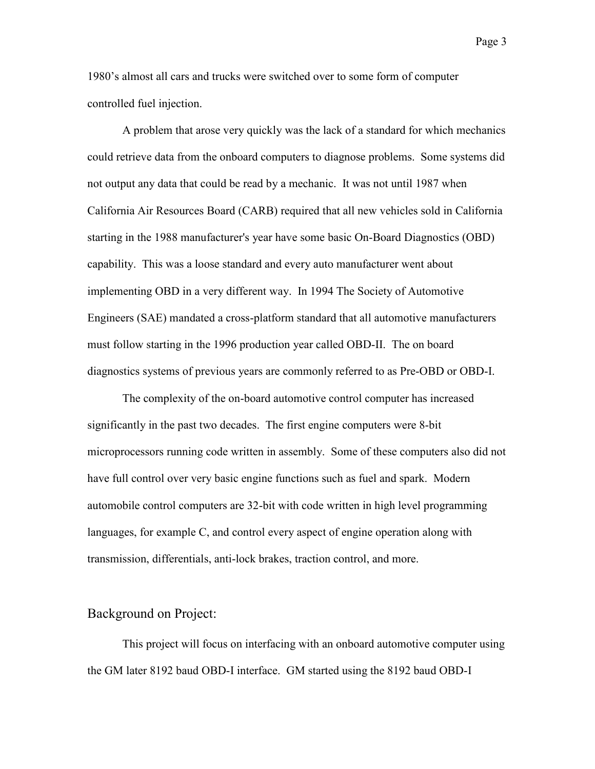1980's almost all cars and trucks were switched over to some form of computer controlled fuel injection.

A problem that arose very quickly was the lack of a standard for which mechanics could retrieve data from the onboard computers to diagnose problems. Some systems did not output any data that could be read by a mechanic. It was not until 1987 when California Air Resources Board (CARB) required that all new vehicles sold in California starting in the 1988 manufacturer's year have some basic On-Board Diagnostics (OBD) capability. This was a loose standard and every auto manufacturer went about implementing OBD in a very different way. In 1994 The Society of Automotive Engineers (SAE) mandated a cross-platform standard that all automotive manufacturers must follow starting in the 1996 production year called OBD-II. The on board diagnostics systems of previous years are commonly referred to as Pre-OBD or OBD-I.

The complexity of the on-board automotive control computer has increased significantly in the past two decades. The first engine computers were 8-bit microprocessors running code written in assembly. Some of these computers also did not have full control over very basic engine functions such as fuel and spark. Modern automobile control computers are 32-bit with code written in high level programming languages, for example C, and control every aspect of engine operation along with transmission, differentials, anti-lock brakes, traction control, and more.

## Background on Project:

This project will focus on interfacing with an onboard automotive computer using the GM later 8192 baud OBD-I interface. GM started using the 8192 baud OBD-I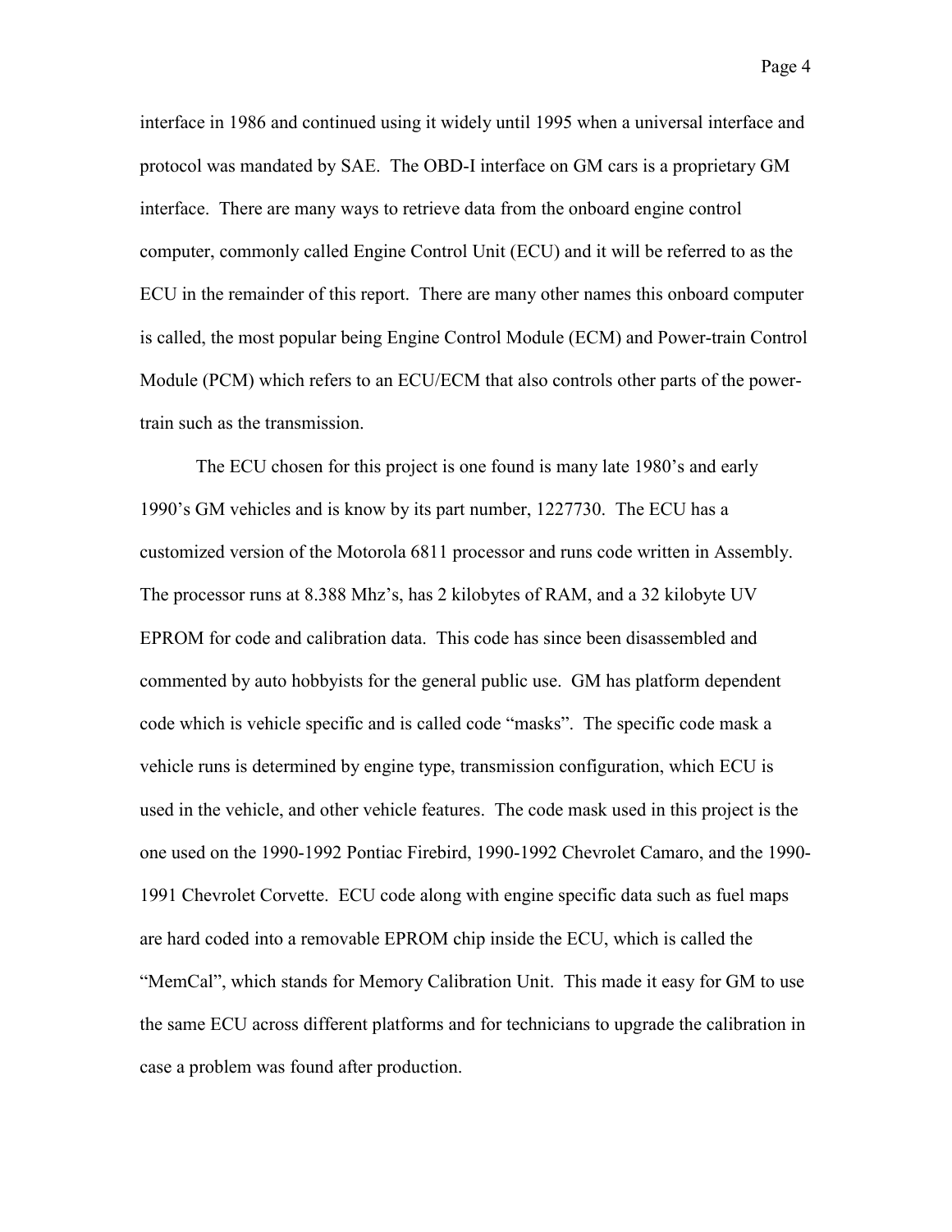interface in 1986 and continued using it widely until 1995 when a universal interface and protocol was mandated by SAE. The OBD-I interface on GM cars is a proprietary GM interface. There are many ways to retrieve data from the onboard engine control computer, commonly called Engine Control Unit (ECU) and it will be referred to as the ECU in the remainder of this report. There are many other names this onboard computer is called, the most popular being Engine Control Module (ECM) and Power-train Control Module (PCM) which refers to an ECU/ECM that also controls other parts of the power-train such as the transmission.

The ECU chosen for this project is one found is many late 1980's and early 1990's GM vehicles and is know by its part number, 1227730. The ECU has a customized version of the Motorola 6811 processor and runs code written in Assembly. The processor runs at 8.388 Mhz's, has 2 kilobytes of RAM, and a 32 kilobyte UV EPROM for code and calibration data. This code has since been disassembled and commented by auto hobbyists for the general public use. GM has platform dependent code which is vehicle specific and is called code "masks". The specific code mask a vehicle runs is determined by engine type, transmission configuration, which ECU is used in the vehicle, and other vehicle features. The code mask used in this project is the one used on the 1990-1992 Pontiac Firebird, 1990-1992 Chevrolet Camaro, and the 1990-1991 Chevrolet Corvette. ECU code along with engine specific data such as fuel maps are hard coded into a removable EPROM chip inside the ECU, which is called the "MemCal", which stands for Memory Calibration Unit. This made it easy for GM to use the same ECU across different platforms and for technicians to upgrade the calibration in case a problem was found after production.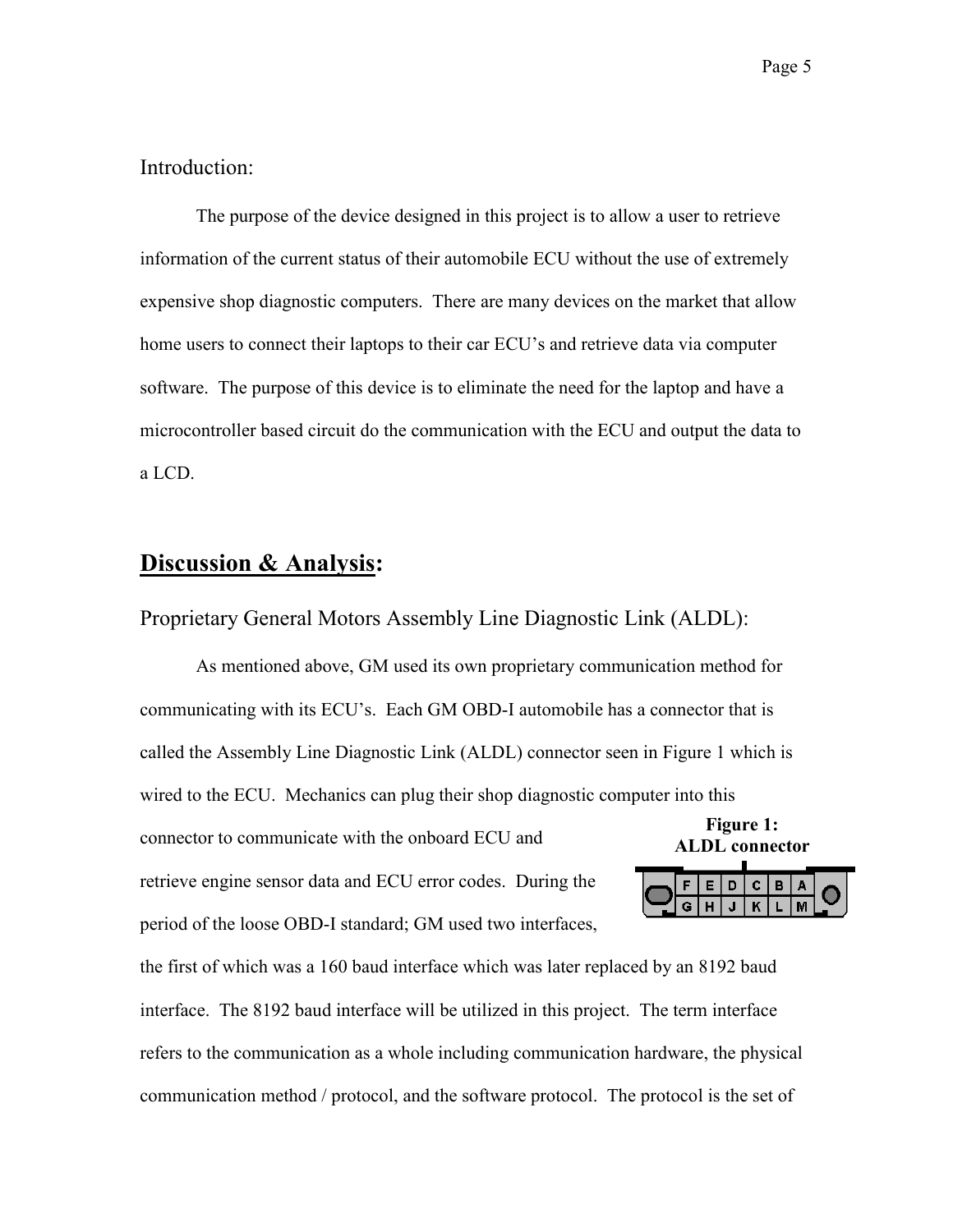## Introduction:

The purpose of the device designed in this project is to allow a user to retrieve information of the current status of their automobile ECU without the use of extremely expensive shop diagnostic computers. There are many devices on the market that allow home users to connect their laptops to their car ECU's and retrieve data via computer software. The purpose of this device is to eliminate the need for the laptop and have a microcontroller based circuit do the communication with the ECU and output the data to a LCD.

## Discussion & Analysis:

### Proprietary General Motors Assembly Line Diagnostic Link (ALDL):

As mentioned above, GM used its own proprietary communication method for communicating with its ECU's. Each GM OBD-I automobile has a connector that is called the Assembly Line Diagnostic Link (ALDL) connector seen in Figure 1 which is wired to the ECU. Mechanics can plug their shop diagnostic computer into this connector to communicate with the onboard ECU and retrieve engine sensor data and ECU error codes. During the period of the loose OBD-I standard; GM used two interfaces, the first of which was a 160 baud interface which was later replaced by an 8192 baud interface. The 8192 baud interface will be utilized in this project. The term interface refers to the communication as a whole including communication hardware, the physical communication method / protocol, and the software protocol. The protocol is the set of

**Figure 1: ALDL connector**

| F | E | D | C | B | A |
|---|---|---|---|---|---|
| G | H | J | K | L | M |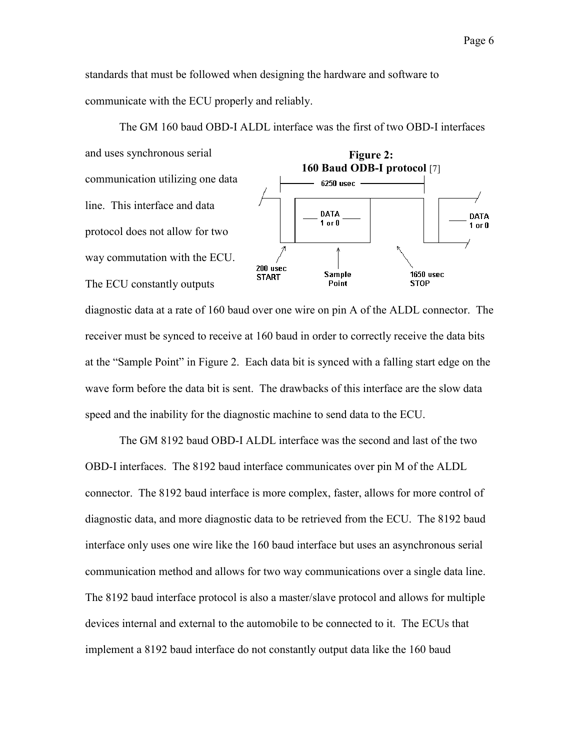standards that must be followed when designing the hardware and software to communicate with the ECU properly and reliably.

The GM 160 baud OBD-I ALDL interface was the first of two OBD-I interfaces and uses synchronous serial communication utilizing one data line. This interface and data protocol does not allow for two way commutation with the ECU. The ECU constantly outputs diagnostic data at a rate of 160 baud over one wire on pin A of the ALDL connector. The receiver must be synced to receive at 160 baud in order to correctly receive the data bits at the "Sample Point" in Figure 2. Each data bit is synced with a falling start edge on the wave form before the data bit is sent. The drawbacks of this interface are the slow data speed and the inability for the diagnostic machine to send data to the ECU.

**Figure 2:**
**160 Baud ODB-I protocol** [7]

The GM 8192 baud OBD-I ALDL interface was the second and last of the two OBD-I interfaces. The 8192 baud interface communicates over pin M of the ALDL connector. The 8192 baud interface is more complex, faster, allows for more control of diagnostic data, and more diagnostic data to be retrieved from the ECU. The 8192 baud interface only uses one wire like the 160 baud interface but uses an asynchronous serial communication method and allows for two way communications over a single data line. The 8192 baud interface protocol is also a master/slave protocol and allows for multiple devices internal and external to the automobile to be connected to it. The ECUs that implement a 8192 baud interface do not constantly output data like the 160 baud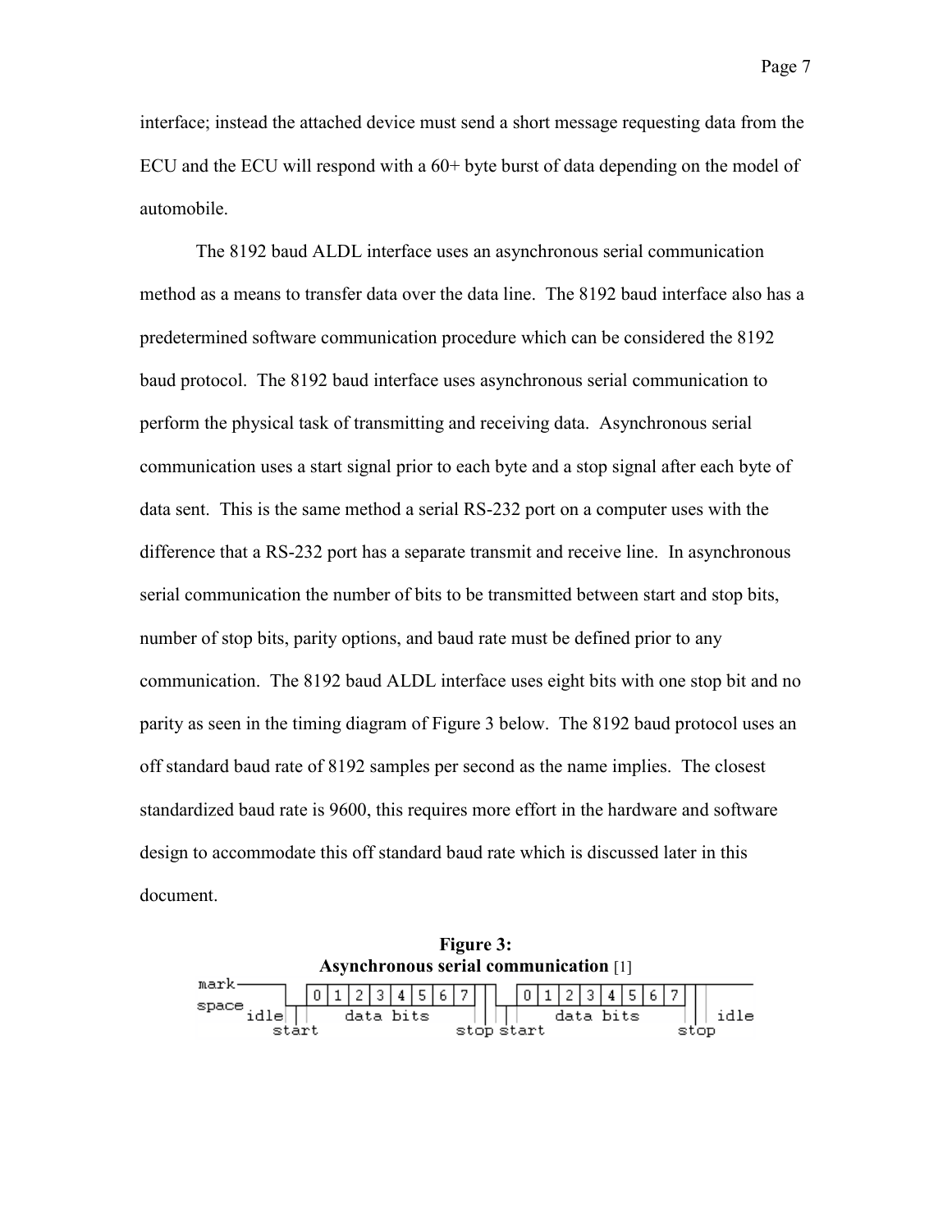interface; instead the attached device must send a short message requesting data from the ECU and the ECU will respond with a 60+ byte burst of data depending on the model of automobile.

The 8192 baud ALDL interface uses an asynchronous serial communication method as a means to transfer data over the data line. The 8192 baud interface also has a predetermined software communication procedure which can be considered the 8192 baud protocol. The 8192 baud interface uses asynchronous serial communication to perform the physical task of transmitting and receiving data. Asynchronous serial communication uses a start signal prior to each byte and a stop signal after each byte of data sent. This is the same method a serial RS-232 port on a computer uses with the difference that a RS-232 port has a separate transmit and receive line. In asynchronous serial communication the number of bits to be transmitted between start and stop bits, number of stop bits, parity options, and baud rate must be defined prior to any communication. The 8192 baud ALDL interface uses eight bits with one stop bit and no parity as seen in the timing diagram of Figure 3 below. The 8192 baud protocol uses an off standard baud rate of 8192 samples per second as the name implies. The closest standardized baud rate is 9600, this requires more effort in the hardware and software design to accommodate this off standard baud rate which is discussed later in this document.

**Figure 3:**
**Asynchronous serial communication** [1]

```
mark-------   ___________________________     ___________________________  ________
space      |_|0|1|2|3|4|5|6|7|           |_|0|1|2|3|4|5|6|7|
      idle  start  data bits       stop start    data bits        stop     idle
```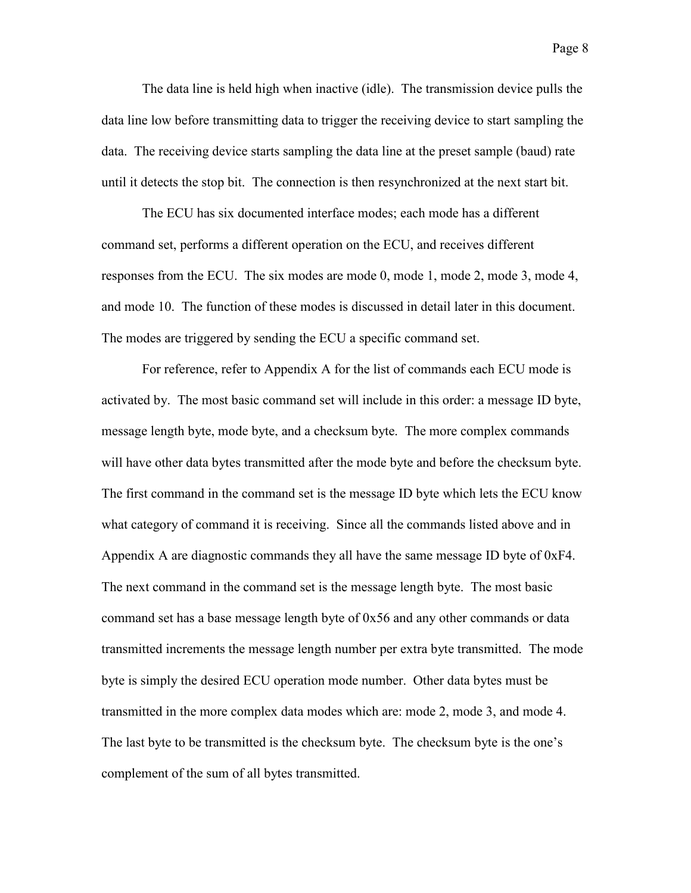The data line is held high when inactive (idle). The transmission device pulls the data line low before transmitting data to trigger the receiving device to start sampling the data. The receiving device starts sampling the data line at the preset sample (baud) rate until it detects the stop bit. The connection is then resynchronized at the next start bit.

The ECU has six documented interface modes; each mode has a different command set, performs a different operation on the ECU, and receives different responses from the ECU. The six modes are mode 0, mode 1, mode 2, mode 3, mode 4, and mode 10. The function of these modes is discussed in detail later in this document. The modes are triggered by sending the ECU a specific command set.

For reference, refer to Appendix A for the list of commands each ECU mode is activated by. The most basic command set will include in this order: a message ID byte, message length byte, mode byte, and a checksum byte. The more complex commands will have other data bytes transmitted after the mode byte and before the checksum byte. The first command in the command set is the message ID byte which lets the ECU know what category of command it is receiving. Since all the commands listed above and in Appendix A are diagnostic commands they all have the same message ID byte of 0xF4. The next command in the command set is the message length byte. The most basic command set has a base message length byte of 0x56 and any other commands or data transmitted increments the message length number per extra byte transmitted. The mode byte is simply the desired ECU operation mode number. Other data bytes must be transmitted in the more complex data modes which are: mode 2, mode 3, and mode 4. The last byte to be transmitted is the checksum byte. The checksum byte is the one's complement of the sum of all bytes transmitted.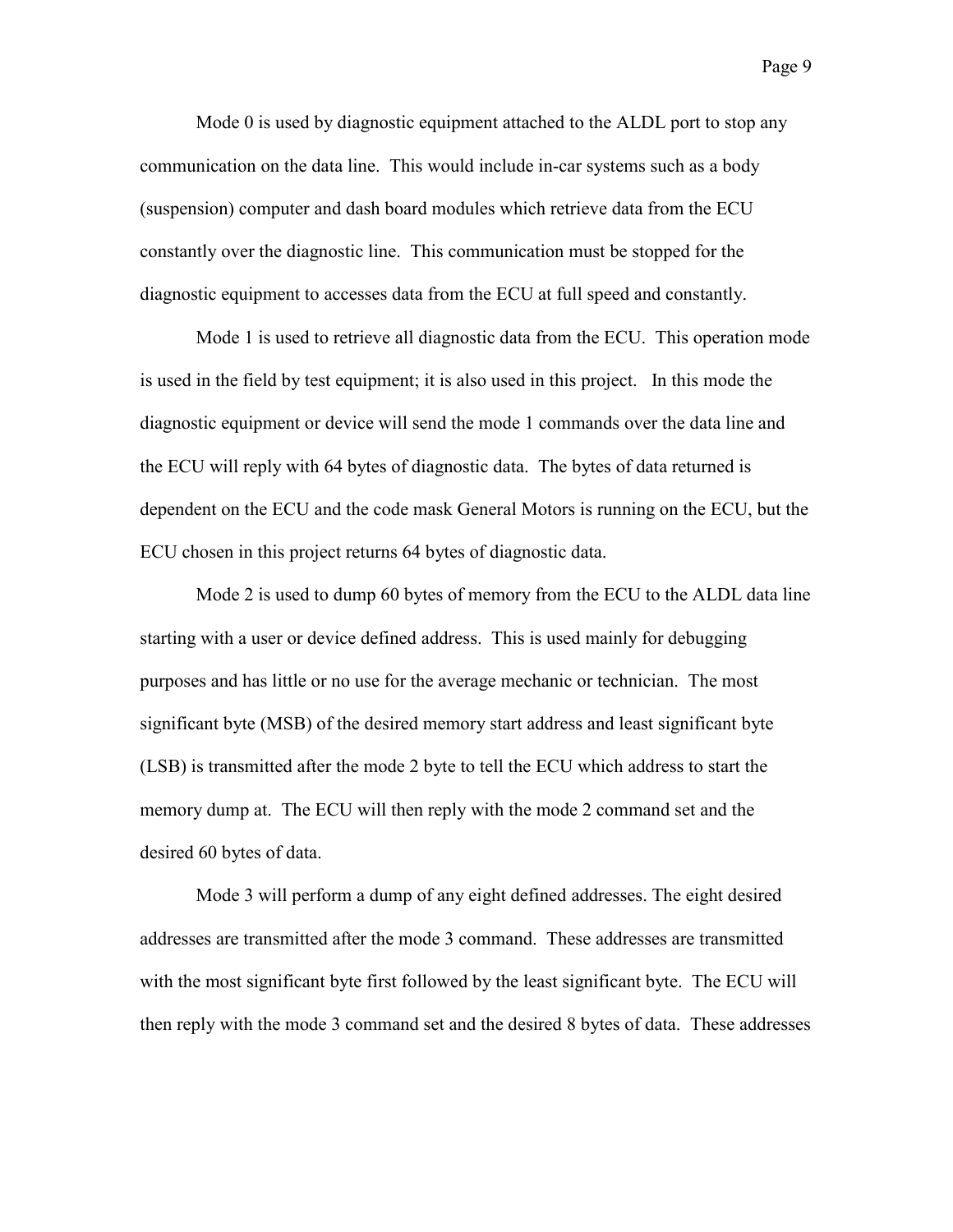Mode 0 is used by diagnostic equipment attached to the ALDL port to stop any communication on the data line. This would include in-car systems such as a body (suspension) computer and dash board modules which retrieve data from the ECU constantly over the diagnostic line. This communication must be stopped for the diagnostic equipment to accesses data from the ECU at full speed and constantly.

Mode 1 is used to retrieve all diagnostic data from the ECU. This operation mode is used in the field by test equipment; it is also used in this project. In this mode the diagnostic equipment or device will send the mode 1 commands over the data line and the ECU will reply with 64 bytes of diagnostic data. The bytes of data returned is dependent on the ECU and the code mask General Motors is running on the ECU, but the ECU chosen in this project returns 64 bytes of diagnostic data.

Mode 2 is used to dump 60 bytes of memory from the ECU to the ALDL data line starting with a user or device defined address. This is used mainly for debugging purposes and has little or no use for the average mechanic or technician. The most significant byte (MSB) of the desired memory start address and least significant byte (LSB) is transmitted after the mode 2 byte to tell the ECU which address to start the memory dump at. The ECU will then reply with the mode 2 command set and the desired 60 bytes of data.

Mode 3 will perform a dump of any eight defined addresses. The eight desired addresses are transmitted after the mode 3 command. These addresses are transmitted with the most significant byte first followed by the least significant byte. The ECU will then reply with the mode 3 command set and the desired 8 bytes of data. These addresses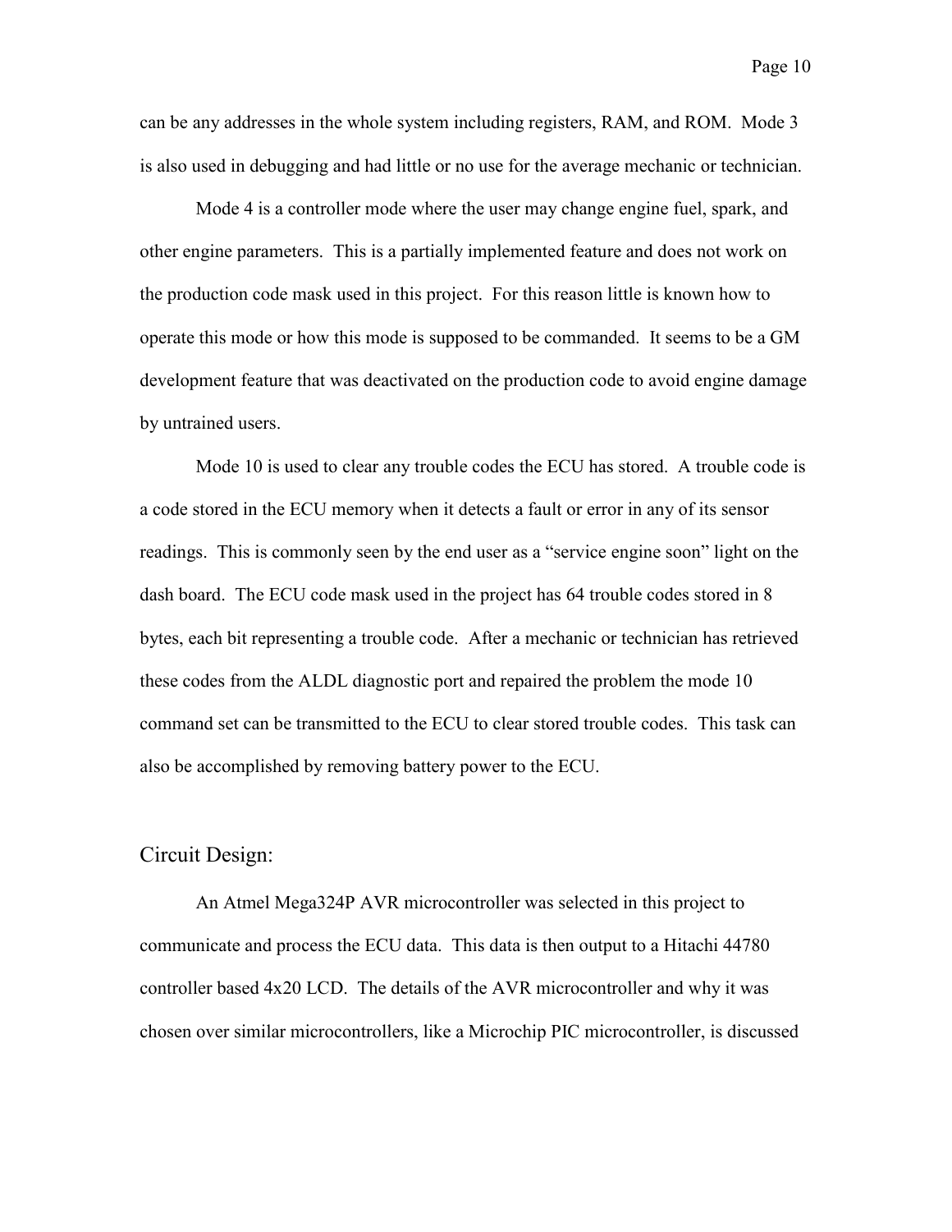can be any addresses in the whole system including registers, RAM, and ROM. Mode 3 is also used in debugging and had little or no use for the average mechanic or technician.

Mode 4 is a controller mode where the user may change engine fuel, spark, and other engine parameters. This is a partially implemented feature and does not work on the production code mask used in this project. For this reason little is known how to operate this mode or how this mode is supposed to be commanded. It seems to be a GM development feature that was deactivated on the production code to avoid engine damage by untrained users.

Mode 10 is used to clear any trouble codes the ECU has stored. A trouble code is a code stored in the ECU memory when it detects a fault or error in any of its sensor readings. This is commonly seen by the end user as a "service engine soon" light on the dash board. The ECU code mask used in the project has 64 trouble codes stored in 8 bytes, each bit representing a trouble code. After a mechanic or technician has retrieved these codes from the ALDL diagnostic port and repaired the problem the mode 10 command set can be transmitted to the ECU to clear stored trouble codes. This task can also be accomplished by removing battery power to the ECU.

## Circuit Design:

An Atmel Mega324P AVR microcontroller was selected in this project to communicate and process the ECU data. This data is then output to a Hitachi 44780 controller based 4x20 LCD. The details of the AVR microcontroller and why it was chosen over similar microcontrollers, like a Microchip PIC microcontroller, is discussed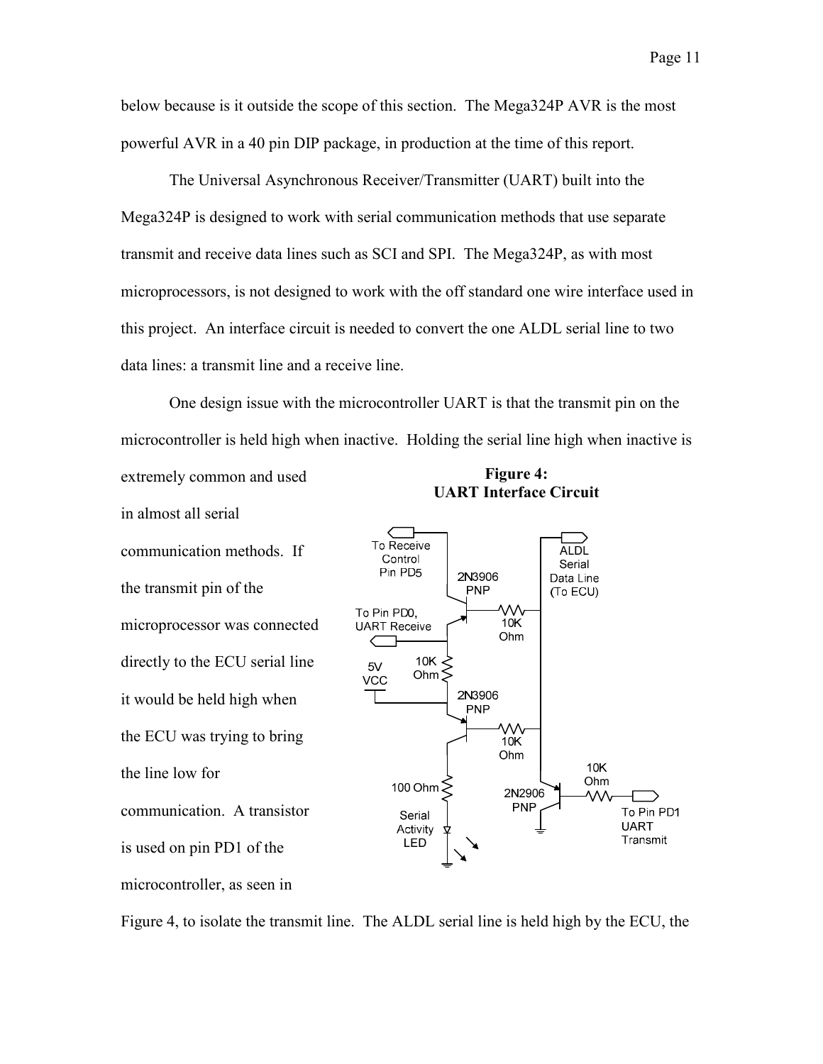below because is it outside the scope of this section. The Mega324P AVR is the most powerful AVR in a 40 pin DIP package, in production at the time of this report.

The Universal Asynchronous Receiver/Transmitter (UART) built into the Mega324P is designed to work with serial communication methods that use separate transmit and receive data lines such as SCI and SPI. The Mega324P, as with most microprocessors, is not designed to work with the off standard one wire interface used in this project. An interface circuit is needed to convert the one ALDL serial line to two data lines: a transmit line and a receive line.

One design issue with the microcontroller UART is that the transmit pin on the microcontroller is held high when inactive. Holding the serial line high when inactive is extremely common and used in almost all serial communication methods. If the transmit pin of the microprocessor was connected directly to the ECU serial line it would be held high when the ECU was trying to bring the line low for communication. A transistor is used on pin PD1 of the microcontroller, as seen in Figure 4, to isolate the transmit line. The ALDL serial line is held high by the ECU, the

**Figure 4: UART Interface Circuit**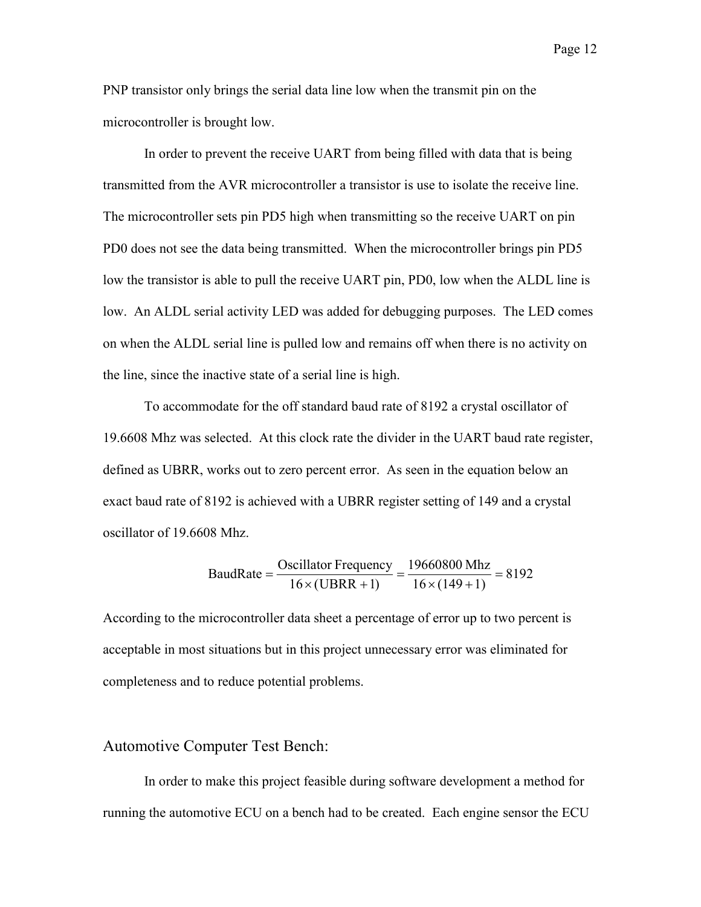PNP transistor only brings the serial data line low when the transmit pin on the microcontroller is brought low.

In order to prevent the receive UART from being filled with data that is being transmitted from the AVR microcontroller a transistor is use to isolate the receive line. The microcontroller sets pin PD5 high when transmitting so the receive UART on pin PD0 does not see the data being transmitted. When the microcontroller brings pin PD5 low the transistor is able to pull the receive UART pin, PD0, low when the ALDL line is low. An ALDL serial activity LED was added for debugging purposes. The LED comes on when the ALDL serial line is pulled low and remains off when there is no activity on the line, since the inactive state of a serial line is high.

To accommodate for the off standard baud rate of 8192 a crystal oscillator of 19.6608 Mhz was selected. At this clock rate the divider in the UART baud rate register, defined as UBRR, works out to zero percent error. As seen in the equation below an exact baud rate of 8192 is achieved with a UBRR register setting of 149 and a crystal oscillator of 19.6608 Mhz.

$$\text{BaudRate} = \frac{\text{Oscillator Frequency}}{16 \times (\text{UBRR} + 1)} = \frac{19660800 \text{ Mhz}}{16 \times (149 + 1)} = 8192$$

According to the microcontroller data sheet a percentage of error up to two percent is acceptable in most situations but in this project unnecessary error was eliminated for completeness and to reduce potential problems.

## Automotive Computer Test Bench:

In order to make this project feasible during software development a method for running the automotive ECU on a bench had to be created. Each engine sensor the ECU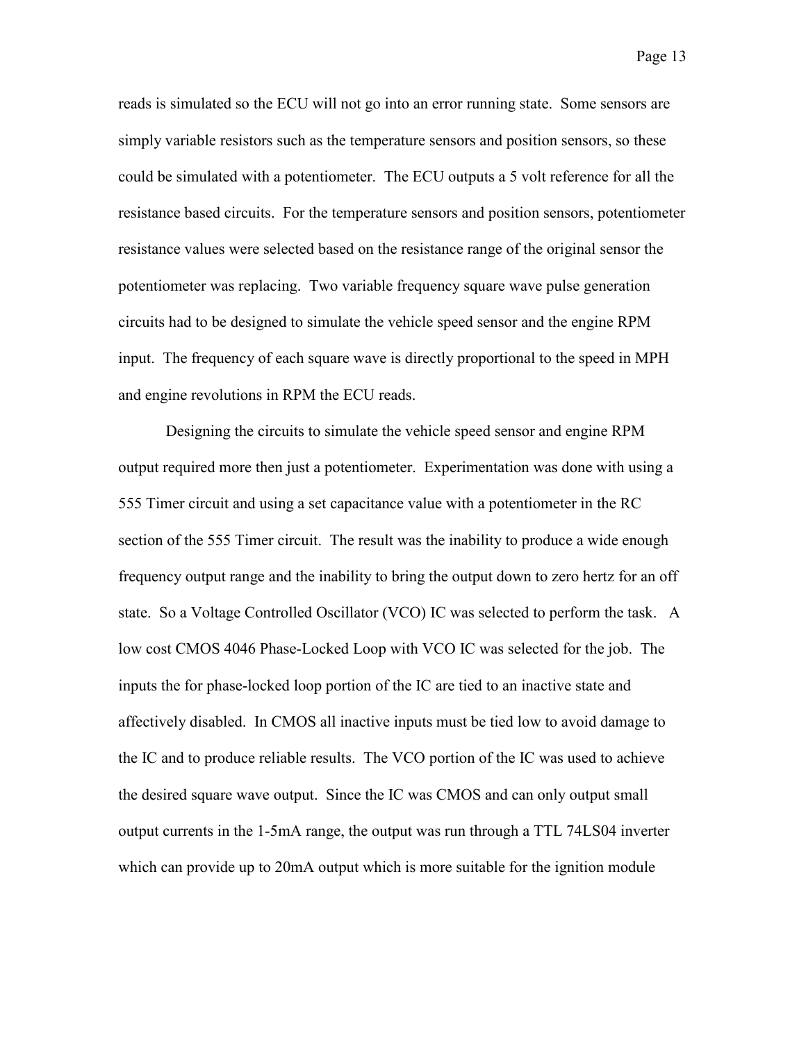reads is simulated so the ECU will not go into an error running state. Some sensors are simply variable resistors such as the temperature sensors and position sensors, so these could be simulated with a potentiometer. The ECU outputs a 5 volt reference for all the resistance based circuits. For the temperature sensors and position sensors, potentiometer resistance values were selected based on the resistance range of the original sensor the potentiometer was replacing. Two variable frequency square wave pulse generation circuits had to be designed to simulate the vehicle speed sensor and the engine RPM input. The frequency of each square wave is directly proportional to the speed in MPH and engine revolutions in RPM the ECU reads.

Designing the circuits to simulate the vehicle speed sensor and engine RPM output required more then just a potentiometer. Experimentation was done with using a 555 Timer circuit and using a set capacitance value with a potentiometer in the RC section of the 555 Timer circuit. The result was the inability to produce a wide enough frequency output range and the inability to bring the output down to zero hertz for an off state. So a Voltage Controlled Oscillator (VCO) IC was selected to perform the task. A low cost CMOS 4046 Phase-Locked Loop with VCO IC was selected for the job. The inputs the for phase-locked loop portion of the IC are tied to an inactive state and affectively disabled. In CMOS all inactive inputs must be tied low to avoid damage to the IC and to produce reliable results. The VCO portion of the IC was used to achieve the desired square wave output. Since the IC was CMOS and can only output small output currents in the 1-5mA range, the output was run through a TTL 74LS04 inverter which can provide up to 20mA output which is more suitable for the ignition module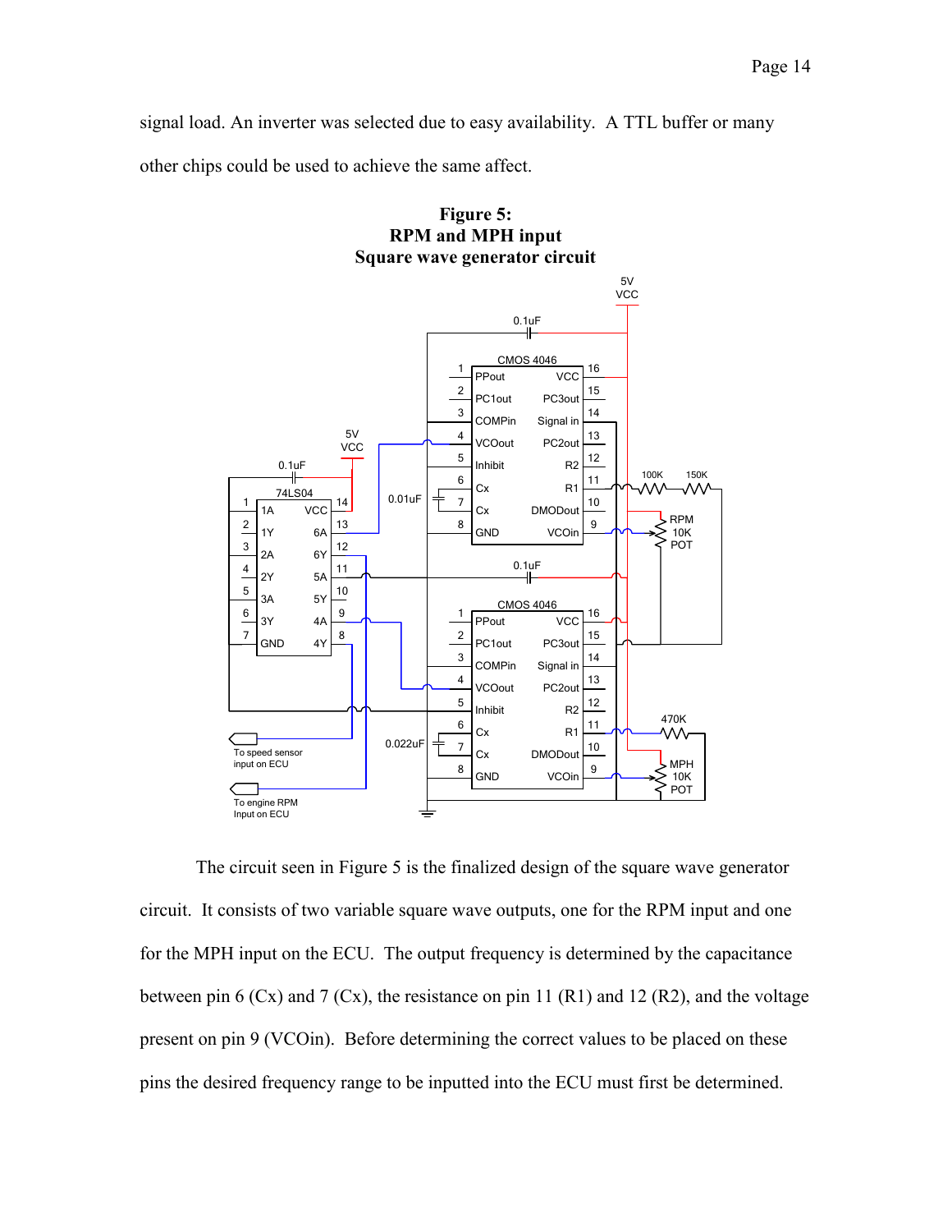signal load. An inverter was selected due to easy availability. A TTL buffer or many other chips could be used to achieve the same affect.

**Figure 5:**
**RPM and MPH input**
**Square wave generator circuit**

The circuit seen in Figure 5 is the finalized design of the square wave generator circuit. It consists of two variable square wave outputs, one for the RPM input and one for the MPH input on the ECU. The output frequency is determined by the capacitance between pin 6 (Cx) and 7 (Cx), the resistance on pin 11 (R1) and 12 (R2), and the voltage present on pin 9 (VCOin). Before determining the correct values to be placed on these pins the desired frequency range to be inputted into the ECU must first be determined.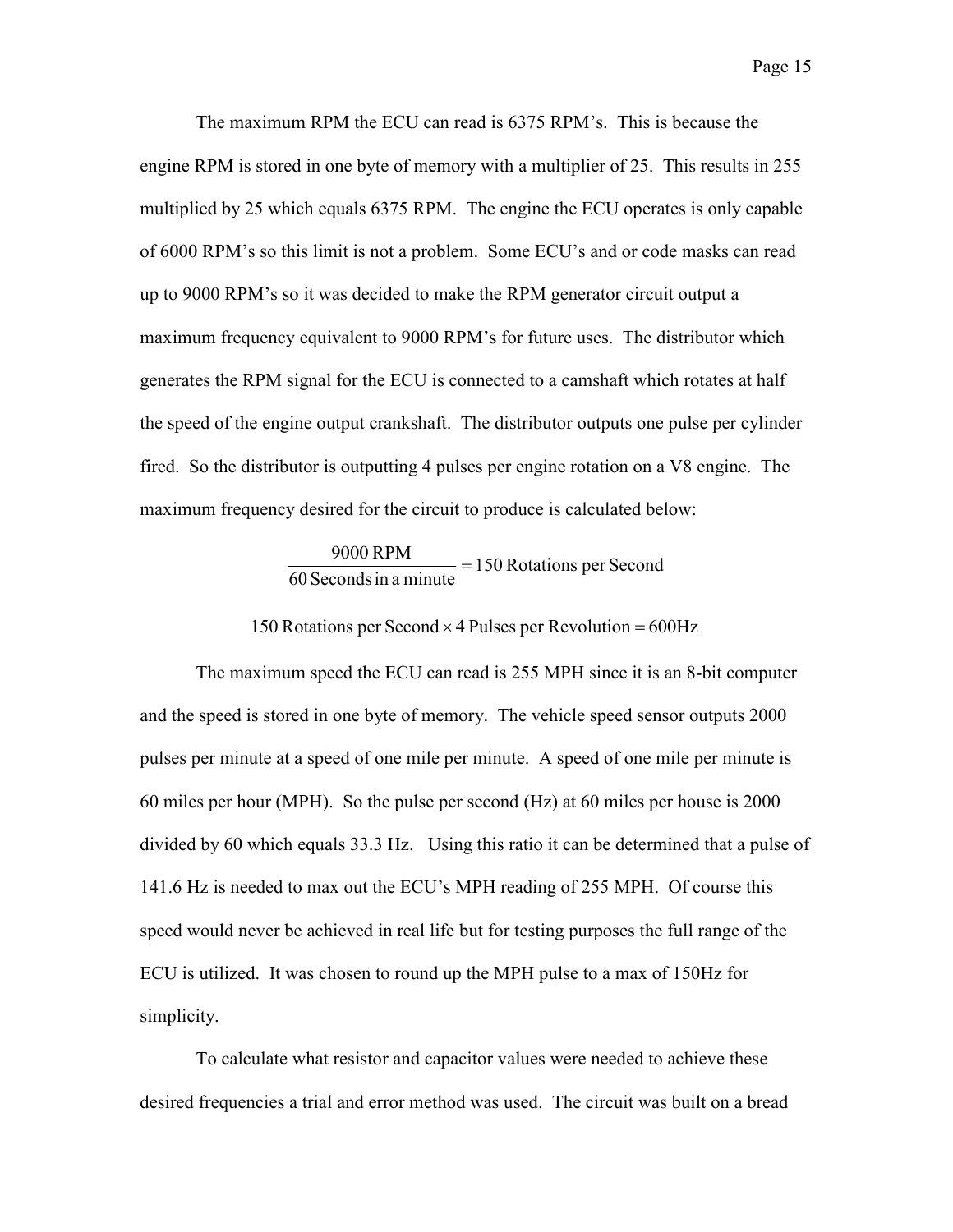The maximum RPM the ECU can read is 6375 RPM's. This is because the engine RPM is stored in one byte of memory with a multiplier of 25. This results in 255 multiplied by 25 which equals 6375 RPM. The engine the ECU operates is only capable of 6000 RPM's so this limit is not a problem. Some ECU's and or code masks can read up to 9000 RPM's so it was decided to make the RPM generator circuit output a maximum frequency equivalent to 9000 RPM's for future uses. The distributor which generates the RPM signal for the ECU is connected to a camshaft which rotates at half the speed of the engine output crankshaft. The distributor outputs one pulse per cylinder fired. So the distributor is outputting 4 pulses per engine rotation on a V8 engine. The maximum frequency desired for the circuit to produce is calculated below:

$$\frac{9000\text{ RPM}}{60\text{ Seconds in a minute}} = 150\text{ Rotations per Second}$$

$$150\text{ Rotations per Second} \times 4\text{ Pulses per Revolution} = 600\text{Hz}$$

The maximum speed the ECU can read is 255 MPH since it is an 8-bit computer and the speed is stored in one byte of memory. The vehicle speed sensor outputs 2000 pulses per minute at a speed of one mile per minute. A speed of one mile per minute is 60 miles per hour (MPH). So the pulse per second (Hz) at 60 miles per house is 2000 divided by 60 which equals 33.3 Hz. Using this ratio it can be determined that a pulse of 141.6 Hz is needed to max out the ECU's MPH reading of 255 MPH. Of course this speed would never be achieved in real life but for testing purposes the full range of the ECU is utilized. It was chosen to round up the MPH pulse to a max of 150Hz for simplicity.

To calculate what resistor and capacitor values were needed to achieve these desired frequencies a trial and error method was used. The circuit was built on a bread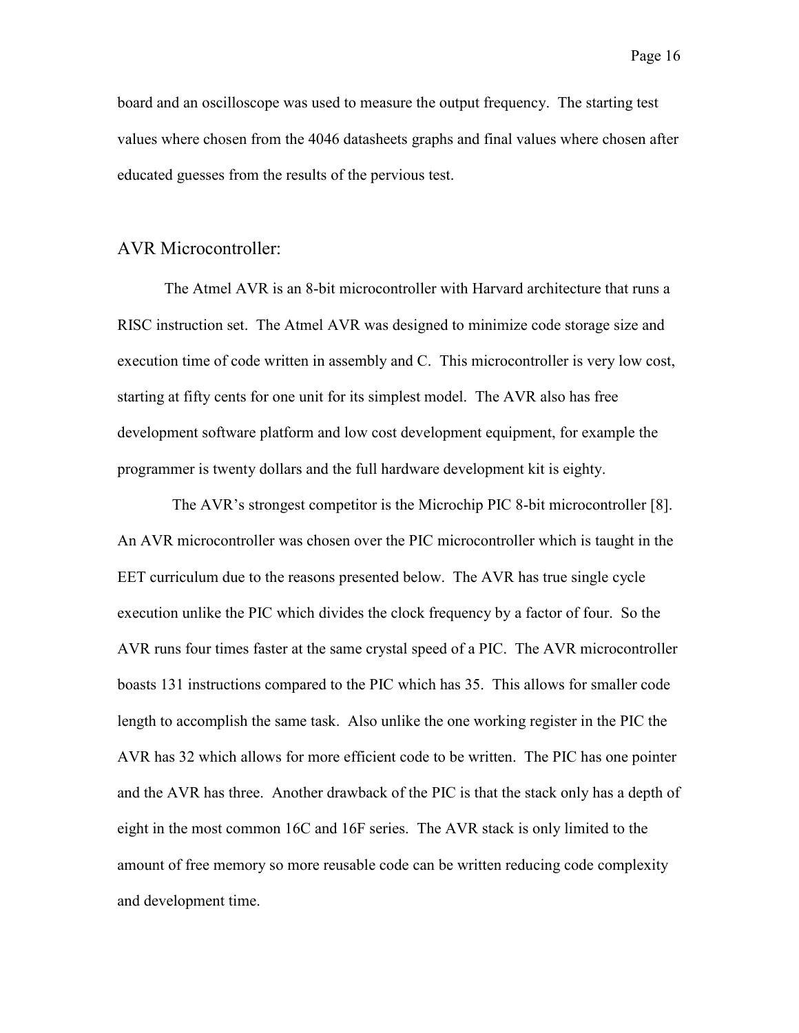board and an oscilloscope was used to measure the output frequency. The starting test values where chosen from the 4046 datasheets graphs and final values where chosen after educated guesses from the results of the pervious test.

## AVR Microcontroller:

The Atmel AVR is an 8-bit microcontroller with Harvard architecture that runs a RISC instruction set. The Atmel AVR was designed to minimize code storage size and execution time of code written in assembly and C. This microcontroller is very low cost, starting at fifty cents for one unit for its simplest model. The AVR also has free development software platform and low cost development equipment, for example the programmer is twenty dollars and the full hardware development kit is eighty.

The AVR's strongest competitor is the Microchip PIC 8-bit microcontroller [8]. An AVR microcontroller was chosen over the PIC microcontroller which is taught in the EET curriculum due to the reasons presented below. The AVR has true single cycle execution unlike the PIC which divides the clock frequency by a factor of four. So the AVR runs four times faster at the same crystal speed of a PIC. The AVR microcontroller boasts 131 instructions compared to the PIC which has 35. This allows for smaller code length to accomplish the same task. Also unlike the one working register in the PIC the AVR has 32 which allows for more efficient code to be written. The PIC has one pointer and the AVR has three. Another drawback of the PIC is that the stack only has a depth of eight in the most common 16C and 16F series. The AVR stack is only limited to the amount of free memory so more reusable code can be written reducing code complexity and development time.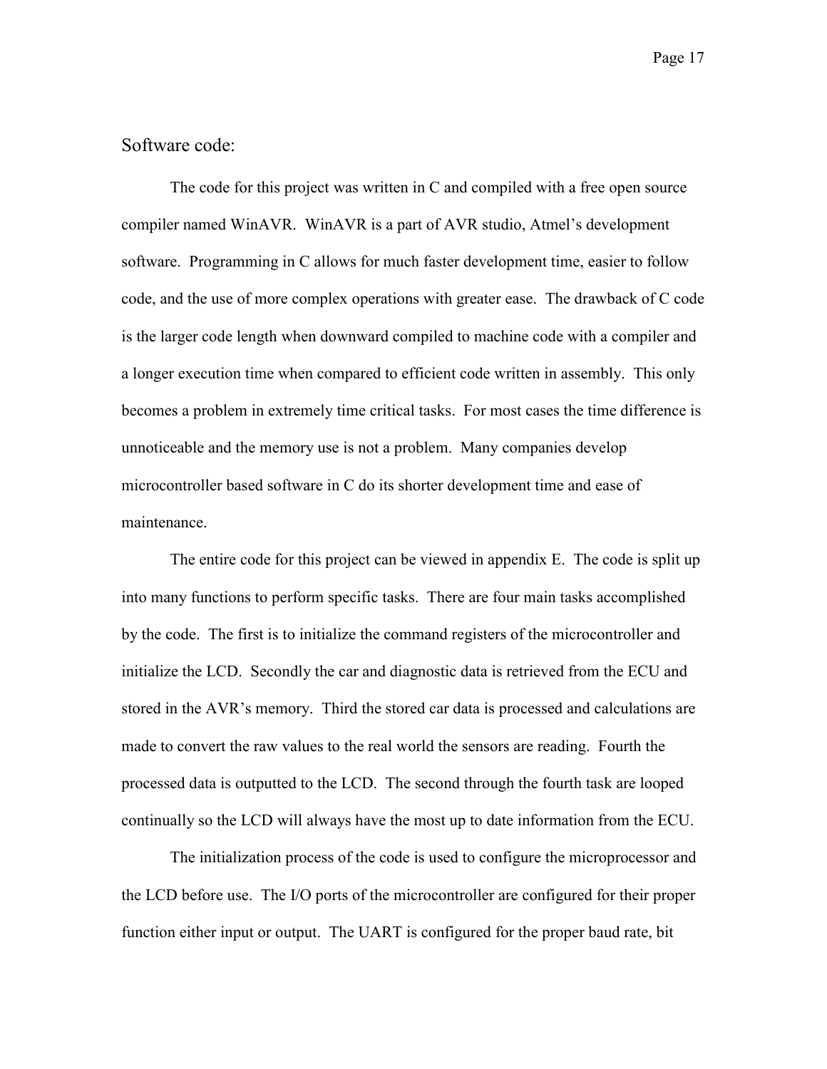## Software code:

The code for this project was written in C and compiled with a free open source compiler named WinAVR. WinAVR is a part of AVR studio, Atmel's development software. Programming in C allows for much faster development time, easier to follow code, and the use of more complex operations with greater ease. The drawback of C code is the larger code length when downward compiled to machine code with a compiler and a longer execution time when compared to efficient code written in assembly. This only becomes a problem in extremely time critical tasks. For most cases the time difference is unnoticeable and the memory use is not a problem. Many companies develop microcontroller based software in C do its shorter development time and ease of maintenance.

The entire code for this project can be viewed in appendix E. The code is split up into many functions to perform specific tasks. There are four main tasks accomplished by the code. The first is to initialize the command registers of the microcontroller and initialize the LCD. Secondly the car and diagnostic data is retrieved from the ECU and stored in the AVR's memory. Third the stored car data is processed and calculations are made to convert the raw values to the real world the sensors are reading. Fourth the processed data is outputted to the LCD. The second through the fourth task are looped continually so the LCD will always have the most up to date information from the ECU.

The initialization process of the code is used to configure the microprocessor and the LCD before use. The I/O ports of the microcontroller are configured for their proper function either input or output. The UART is configured for the proper baud rate, bit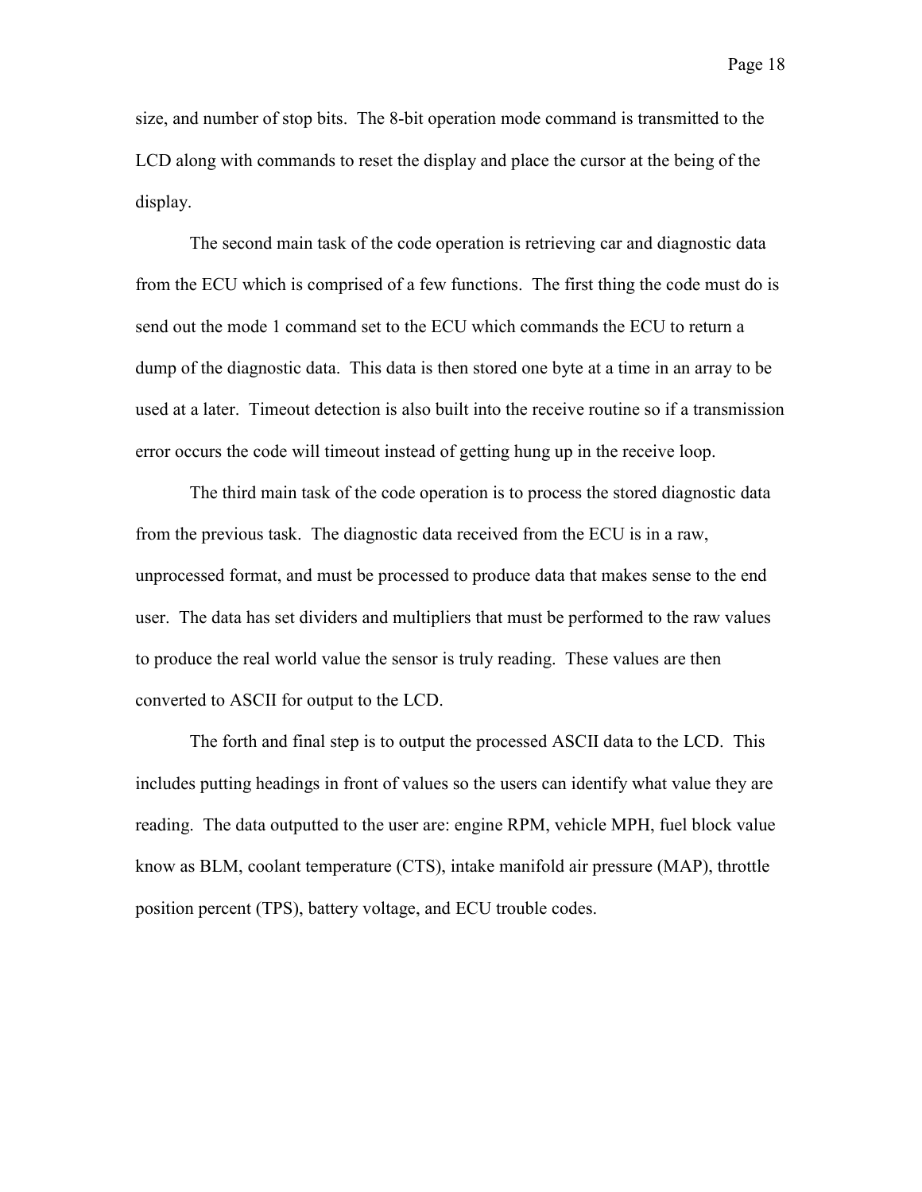size, and number of stop bits. The 8-bit operation mode command is transmitted to the LCD along with commands to reset the display and place the cursor at the being of the display.

The second main task of the code operation is retrieving car and diagnostic data from the ECU which is comprised of a few functions. The first thing the code must do is send out the mode 1 command set to the ECU which commands the ECU to return a dump of the diagnostic data. This data is then stored one byte at a time in an array to be used at a later. Timeout detection is also built into the receive routine so if a transmission error occurs the code will timeout instead of getting hung up in the receive loop.

The third main task of the code operation is to process the stored diagnostic data from the previous task. The diagnostic data received from the ECU is in a raw, unprocessed format, and must be processed to produce data that makes sense to the end user. The data has set dividers and multipliers that must be performed to the raw values to produce the real world value the sensor is truly reading. These values are then converted to ASCII for output to the LCD.

The forth and final step is to output the processed ASCII data to the LCD. This includes putting headings in front of values so the users can identify what value they are reading. The data outputted to the user are: engine RPM, vehicle MPH, fuel block value know as BLM, coolant temperature (CTS), intake manifold air pressure (MAP), throttle position percent (TPS), battery voltage, and ECU trouble codes.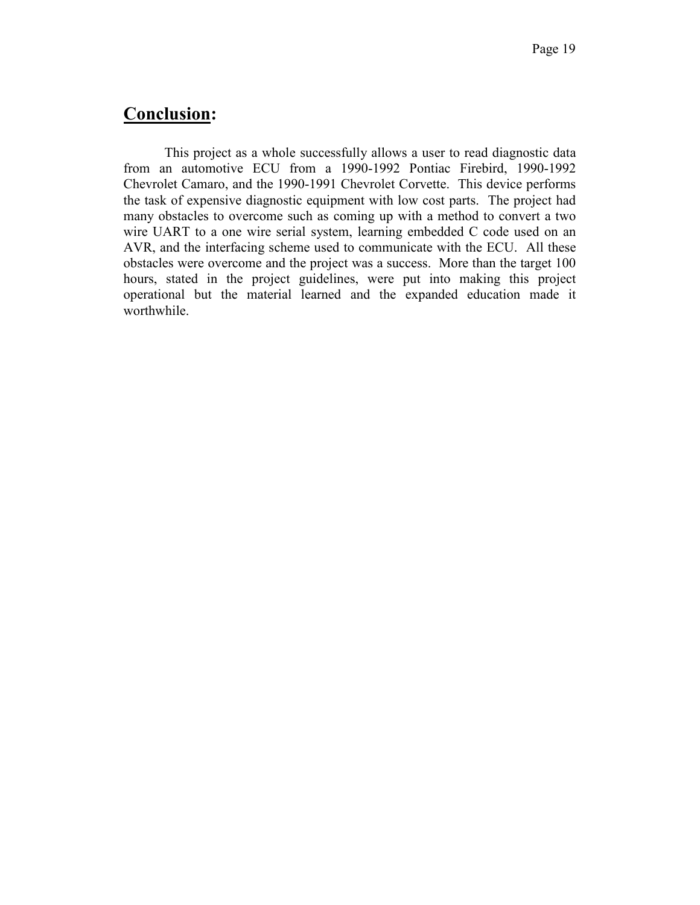## Conclusion:

This project as a whole successfully allows a user to read diagnostic data from an automotive ECU from a 1990-1992 Pontiac Firebird, 1990-1992 Chevrolet Camaro, and the 1990-1991 Chevrolet Corvette. This device performs the task of expensive diagnostic equipment with low cost parts. The project had many obstacles to overcome such as coming up with a method to convert a two wire UART to a one wire serial system, learning embedded C code used on an AVR, and the interfacing scheme used to communicate with the ECU. All these obstacles were overcome and the project was a success. More than the target 100 hours, stated in the project guidelines, were put into making this project operational but the material learned and the expanded education made it worthwhile.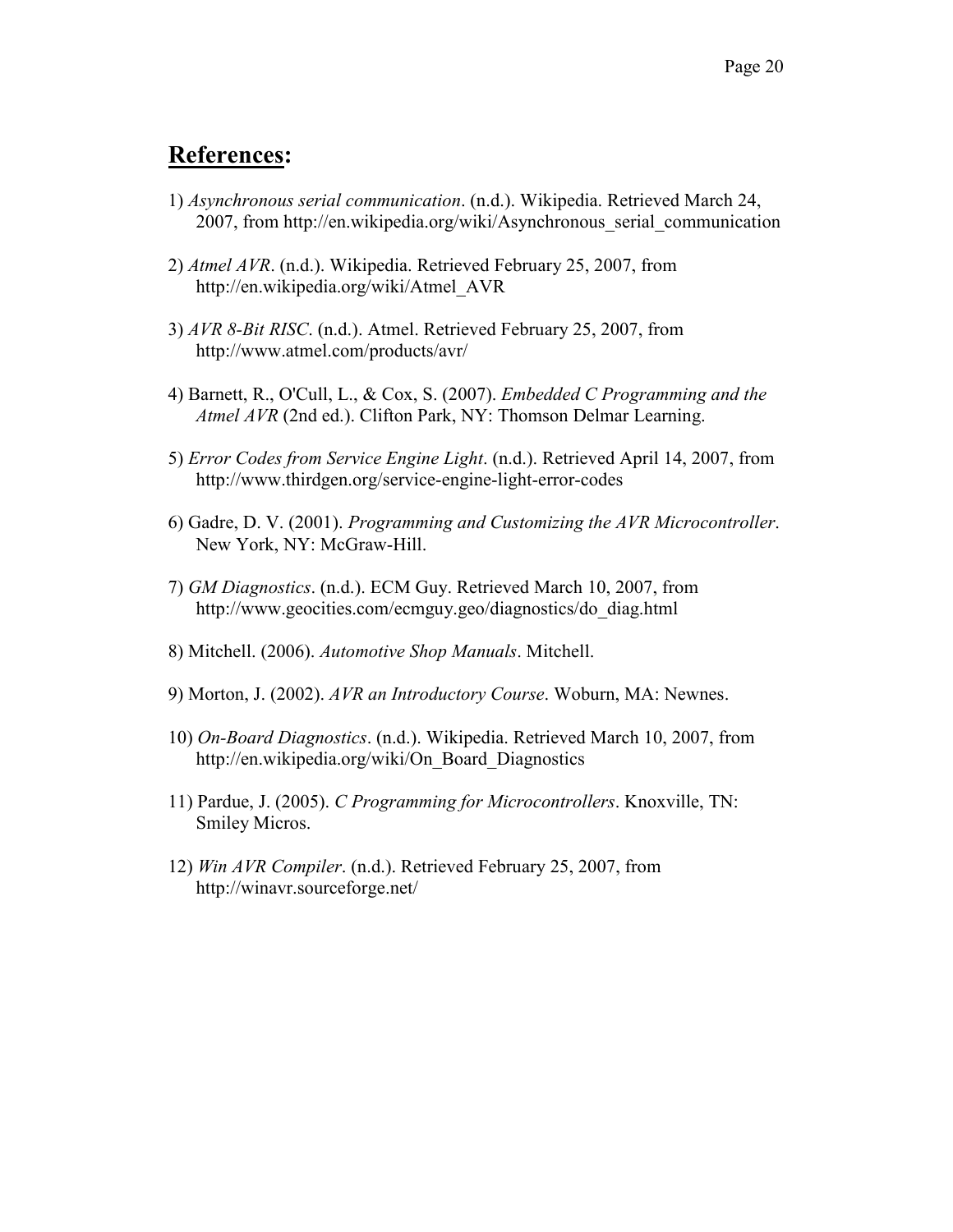## **References:**

1) *Asynchronous serial communication*. (n.d.). Wikipedia. Retrieved March 24, 2007, from http://en.wikipedia.org/wiki/Asynchronous_serial_communication

2) *Atmel AVR*. (n.d.). Wikipedia. Retrieved February 25, 2007, from http://en.wikipedia.org/wiki/Atmel_AVR

3) *AVR 8-Bit RISC*. (n.d.). Atmel. Retrieved February 25, 2007, from http://www.atmel.com/products/avr/

4) Barnett, R., O'Cull, L., & Cox, S. (2007). *Embedded C Programming and the Atmel AVR* (2nd ed.). Clifton Park, NY: Thomson Delmar Learning.

5) *Error Codes from Service Engine Light*. (n.d.). Retrieved April 14, 2007, from http://www.thirdgen.org/service-engine-light-error-codes

6) Gadre, D. V. (2001). *Programming and Customizing the AVR Microcontroller*. New York, NY: McGraw-Hill.

7) *GM Diagnostics*. (n.d.). ECM Guy. Retrieved March 10, 2007, from http://www.geocities.com/ecmguy.geo/diagnostics/do_diag.html

8) Mitchell. (2006). *Automotive Shop Manuals*. Mitchell.

9) Morton, J. (2002). *AVR an Introductory Course*. Woburn, MA: Newnes.

10) *On-Board Diagnostics*. (n.d.). Wikipedia. Retrieved March 10, 2007, from http://en.wikipedia.org/wiki/On_Board_Diagnostics

11) Pardue, J. (2005). *C Programming for Microcontrollers*. Knoxville, TN: Smiley Micros.

12) *Win AVR Compiler*. (n.d.). Retrieved February 25, 2007, from http://winavr.sourceforge.net/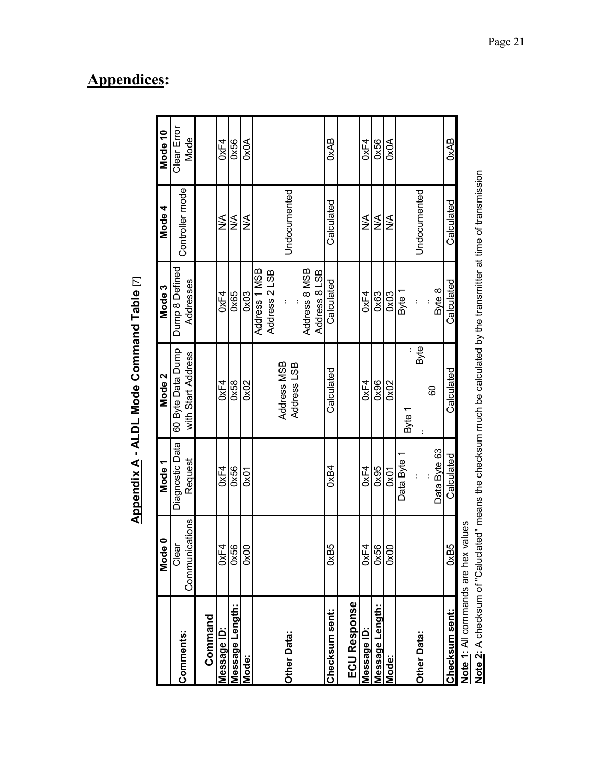# Appendices:

**Appendix A - ALDL Mode Command Table** [7]

| | Mode 0 | Mode 1 | Mode 2 | Mode 3 | Mode 4 | Mode 10 |
|---|---|---|---|---|---|---|
| **Comments:** | Clear Communications | Diagnostic Data Request | 60 Byte Data Dump with Start Address | Dump 8 Defined Addresses | Controller mode | Clear Error Mode |
| **Command** | | | | | | |
| **Message ID:** | 0xF4 | 0xF4 | 0xF4 | 0xF4 | N/A | 0xF4 |
| **Message Length:** | 0x56 | 0x56 | 0x58 | 0x65 | N/A | 0x56 |
| **Mode:** | 0x00 | 0x01 | 0x02 | 0x03 | N/A | 0x0A |
| **Other Data:** | | | Address MSB<br>Address LSB | Address 1 MSB<br>Address 2 LSB<br>:<br>:<br>Address 8 MSB<br>Address 8 LSB | Undocumented | |
| **Checksum sent:** | 0xB5 | 0xB4 | Calculated | Calculated | Calculated | 0xAB |
| **ECU Response** | | | | | | |
| **Message ID:** | 0xF4 | 0xF4 | 0xF4 | 0xF4 | N/A | 0xF4 |
| **Message Length:** | 0x56 | 0x95 | 0x96 | 0x63 | N/A | 0x56 |
| **Mode:** | 0x00 | 0x01 | 0x02 | 0x03 | N/A | 0x0A |
| **Other Data:** | | Data Byte 1<br>:<br>:<br>Data Byte 63 | Byte 1<br>:<br>:<br>60 Byte | Byte 1<br>:<br>:<br>Byte 8 | Undocumented | |
| **Checksum sent:** | 0xB5 | Calculated | Calculated | Calculated | Calculated | 0xAB |

**Note 1:** All commands are hex values

**Note 2:** A checksum of "Caluclated" means the checksum much be calculated by the transmitter at time of transmission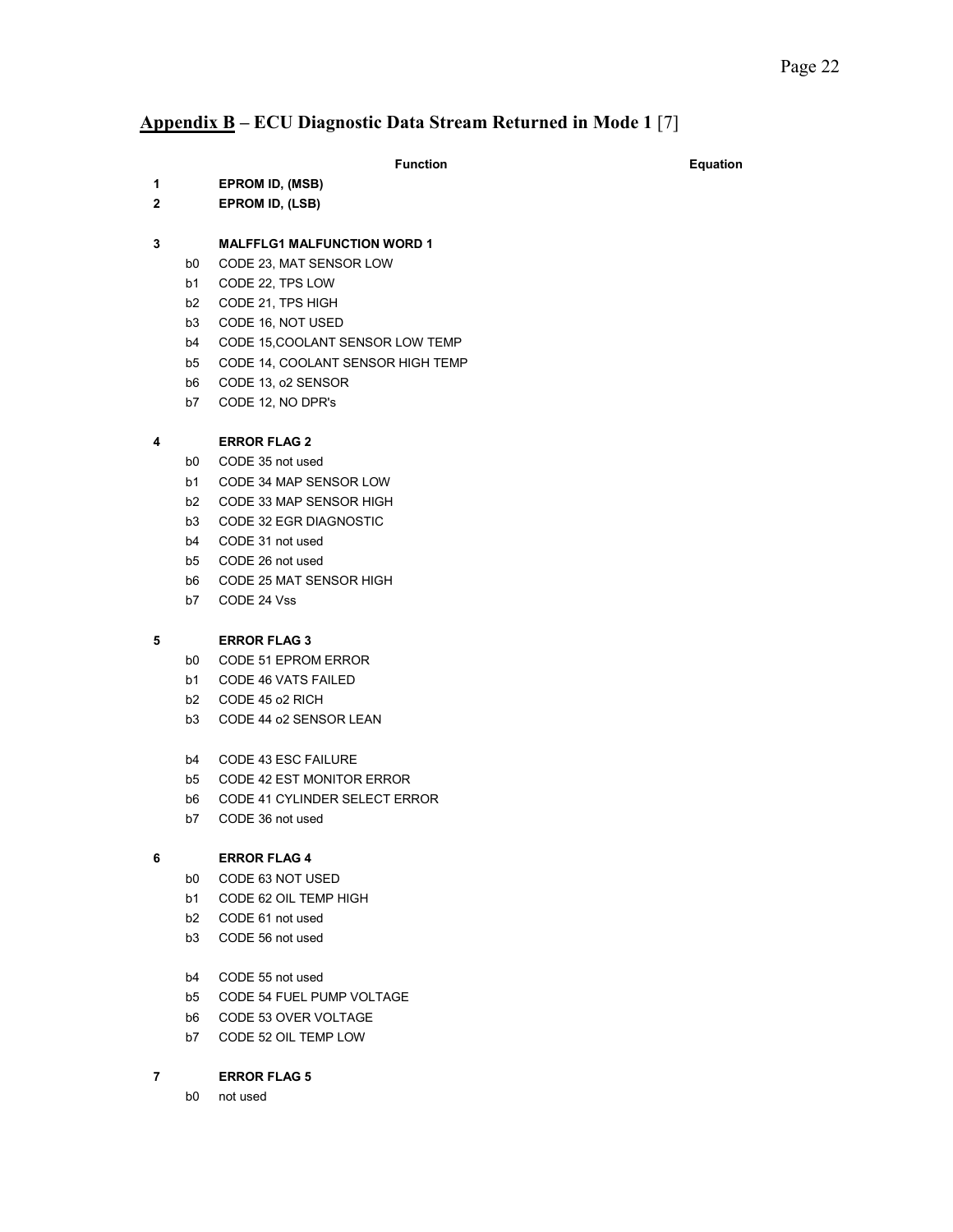## Appendix B – ECU Diagnostic Data Stream Returned in Mode 1 [7]

| | | Function | Equation |
|---|---|---|---|
| **1** | | **EPROM ID, (MSB)** | |
| **2** | | **EPROM ID, (LSB)** | |
| | | | |
| **3** | | **MALFFLG1 MALFUNCTION WORD 1** | |
| | b0 | CODE 23, MAT SENSOR LOW | |
| | b1 | CODE 22, TPS LOW | |
| | b2 | CODE 21, TPS HIGH | |
| | b3 | CODE 16, NOT USED | |
| | b4 | CODE 15,COOLANT SENSOR LOW TEMP | |
| | b5 | CODE 14, COOLANT SENSOR HIGH TEMP | |
| | b6 | CODE 13, o2 SENSOR | |
| | b7 | CODE 12, NO DPR's | |
| | | | |
| **4** | | **ERROR FLAG 2** | |
| | b0 | CODE 35 not used | |
| | b1 | CODE 34 MAP SENSOR LOW | |
| | b2 | CODE 33 MAP SENSOR HIGH | |
| | b3 | CODE 32 EGR DIAGNOSTIC | |
| | b4 | CODE 31 not used | |
| | b5 | CODE 26 not used | |
| | b6 | CODE 25 MAT SENSOR HIGH | |
| | b7 | CODE 24 Vss | |
| | | | |
| **5** | | **ERROR FLAG 3** | |
| | b0 | CODE 51 EPROM ERROR | |
| | b1 | CODE 46 VATS FAILED | |
| | b2 | CODE 45 o2 RICH | |
| | b3 | CODE 44 o2 SENSOR LEAN | |
| | b4 | CODE 43 ESC FAILURE | |
| | b5 | CODE 42 EST MONITOR ERROR | |
| | b6 | CODE 41 CYLINDER SELECT ERROR | |
| | b7 | CODE 36 not used | |
| | | | |
| **6** | | **ERROR FLAG 4** | |
| | b0 | CODE 63 NOT USED | |
| | b1 | CODE 62 OIL TEMP HIGH | |
| | b2 | CODE 61 not used | |
| | b3 | CODE 56 not used | |
| | b4 | CODE 55 not used | |
| | b5 | CODE 54 FUEL PUMP VOLTAGE | |
| | b6 | CODE 53 OVER VOLTAGE | |
| | b7 | CODE 52 OIL TEMP LOW | |
| | | | |
| **7** | | **ERROR FLAG 5** | |
| | b0 | not used | |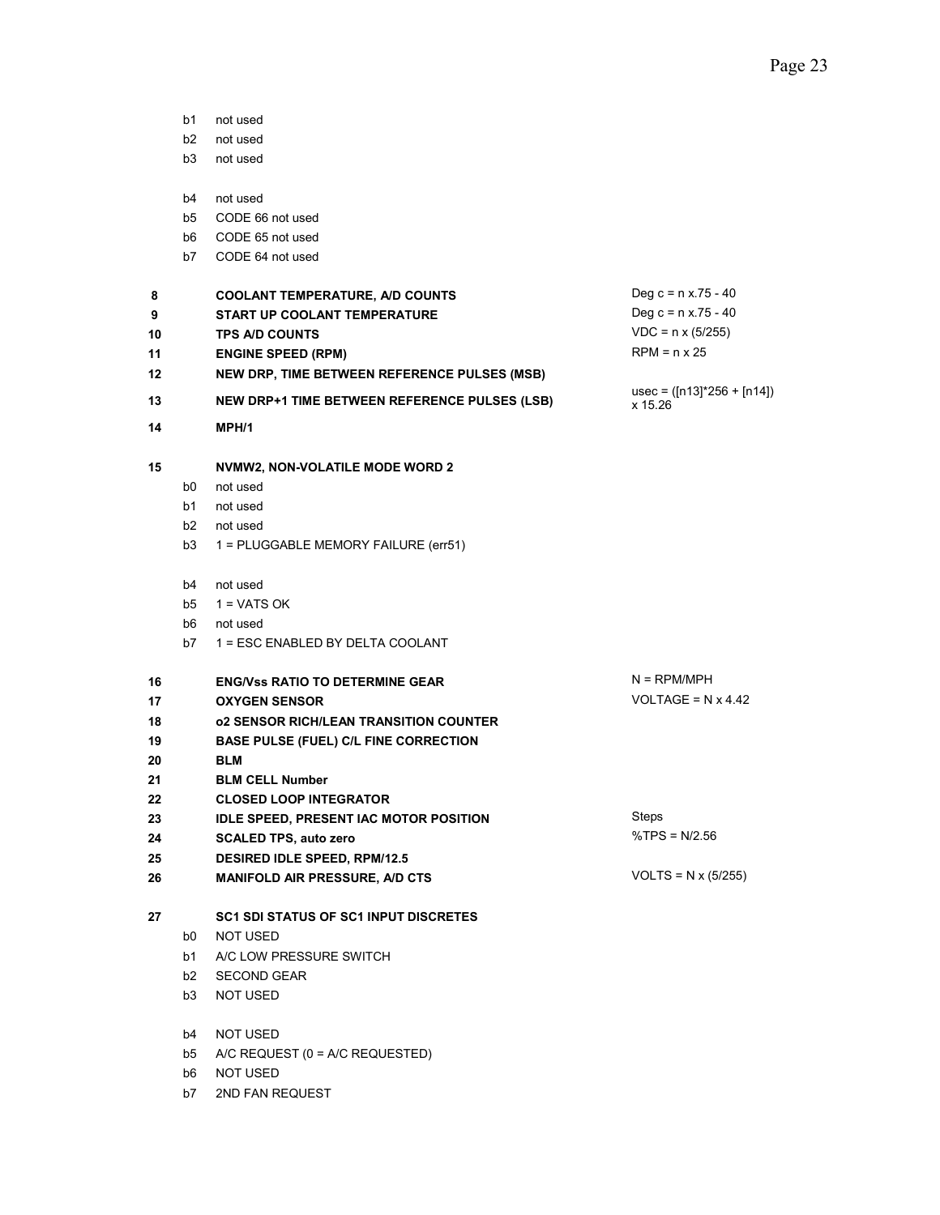| Byte | Bit | Description | Conversion |
|---|---|---|---|
| | b1 | not used | |
| | b2 | not used | |
| | b3 | not used | |
| | b4 | not used | |
| | b5 | CODE 66 not used | |
| | b6 | CODE 65 not used | |
| | b7 | CODE 64 not used | |
| **8** | | **COOLANT TEMPERATURE, A/D COUNTS** | Deg c = n x.75 - 40 |
| **9** | | **START UP COOLANT TEMPERATURE** | Deg c = n x.75 - 40 |
| **10** | | **TPS A/D COUNTS** | VDC = n x (5/255) |
| **11** | | **ENGINE SPEED (RPM)** | RPM = n x 25 |
| **12** | | **NEW DRP, TIME BETWEEN REFERENCE PULSES (MSB)** | |
| **13** | | **NEW DRP+1 TIME BETWEEN REFERENCE PULSES (LSB)** | usec = ([n13]*256 + [n14]) x 15.26 |
| **14** | | **MPH/1** | |
| **15** | | **NVMW2, NON-VOLATILE MODE WORD 2** | |
| | b0 | not used | |
| | b1 | not used | |
| | b2 | not used | |
| | b3 | 1 = PLUGGABLE MEMORY FAILURE (err51) | |
| | b4 | not used | |
| | b5 | 1 = VATS OK | |
| | b6 | not used | |
| | b7 | 1 = ESC ENABLED BY DELTA COOLANT | |
| **16** | | **ENG/Vss RATIO TO DETERMINE GEAR** | N = RPM/MPH |
| **17** | | **OXYGEN SENSOR** | VOLTAGE = N x 4.42 |
| **18** | | **o2 SENSOR RICH/LEAN TRANSITION COUNTER** | |
| **19** | | **BASE PULSE (FUEL) C/L FINE CORRECTION** | |
| **20** | | **BLM** | |
| **21** | | **BLM CELL Number** | |
| **22** | | **CLOSED LOOP INTEGRATOR** | |
| **23** | | **IDLE SPEED, PRESENT IAC MOTOR POSITION** | Steps |
| **24** | | **SCALED TPS, auto zero** | %TPS = N/2.56 |
| **25** | | **DESIRED IDLE SPEED, RPM/12.5** | |
| **26** | | **MANIFOLD AIR PRESSURE, A/D CTS** | VOLTS = N x (5/255) |
| **27** | | **SC1 SDI STATUS OF SC1 INPUT DISCRETES** | |
| | b0 | NOT USED | |
| | b1 | A/C LOW PRESSURE SWITCH | |
| | b2 | SECOND GEAR | |
| | b3 | NOT USED | |
| | b4 | NOT USED | |
| | b5 | A/C REQUEST (0 = A/C REQUESTED) | |
| | b6 | NOT USED | |
| | b7 | 2ND FAN REQUEST | |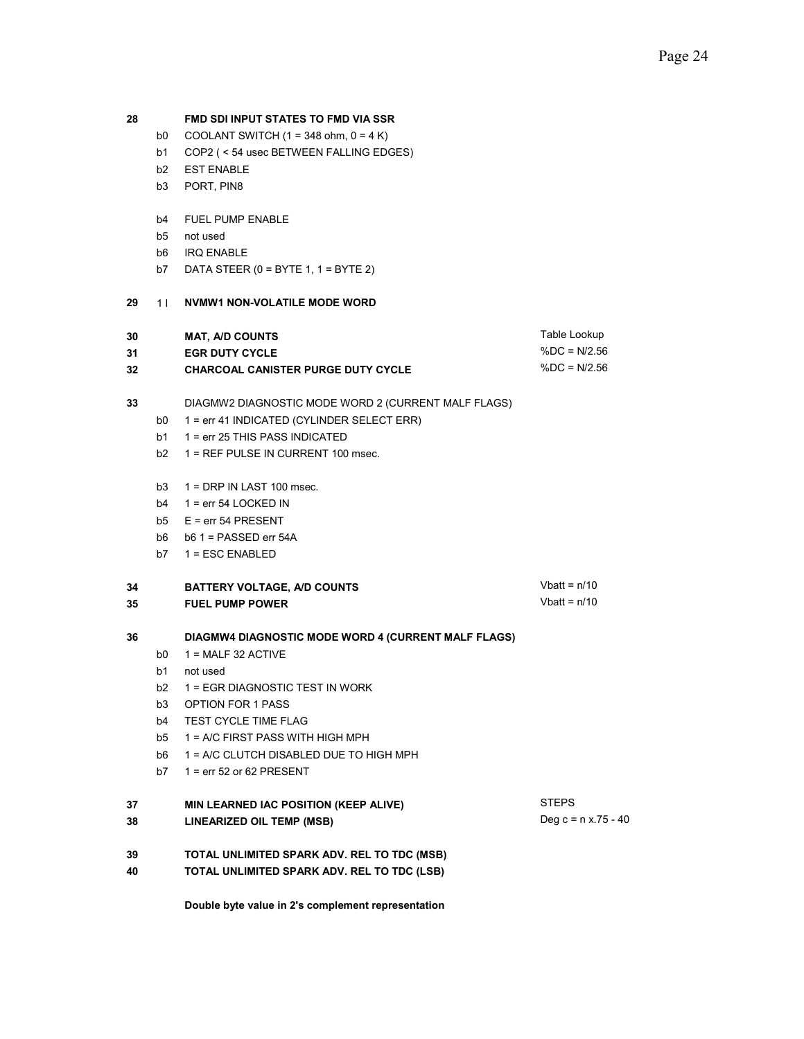| | | | |
|---|---|---|---|
| **28** | | **FMD SDI INPUT STATES TO FMD VIA SSR** | |
| | b0 | COOLANT SWITCH (1 = 348 ohm, 0 = 4 K) | |
| | b1 | COP2 ( < 54 usec BETWEEN FALLING EDGES) | |
| | b2 | EST ENABLE | |
| | b3 | PORT, PIN8 | |
| | b4 | FUEL PUMP ENABLE | |
| | b5 | not used | |
| | b6 | IRQ ENABLE | |
| | b7 | DATA STEER (0 = BYTE 1, 1 = BYTE 2) | |
| **29** | 1 l | **NVMW1 NON-VOLATILE MODE WORD** | |
| **30** | | **MAT, A/D COUNTS** | Table Lookup |
| **31** | | **EGR DUTY CYCLE** | %DC = N/2.56 |
| **32** | | **CHARCOAL CANISTER PURGE DUTY CYCLE** | %DC = N/2.56 |
| **33** | | DIAGMW2 DIAGNOSTIC MODE WORD 2 (CURRENT MALF FLAGS) | |
| | b0 | 1 = err 41 INDICATED (CYLINDER SELECT ERR) | |
| | b1 | 1 = err 25 THIS PASS INDICATED | |
| | b2 | 1 = REF PULSE IN CURRENT 100 msec. | |
| | b3 | 1 = DRP IN LAST 100 msec. | |
| | b4 | 1 = err 54 LOCKED IN | |
| | b5 | E = err 54 PRESENT | |
| | b6 | b6 1 = PASSED err 54A | |
| | b7 | 1 = ESC ENABLED | |
| **34** | | **BATTERY VOLTAGE, A/D COUNTS** | Vbatt = n/10 |
| **35** | | **FUEL PUMP POWER** | Vbatt = n/10 |
| **36** | | **DIAGMW4 DIAGNOSTIC MODE WORD 4 (CURRENT MALF FLAGS)** | |
| | b0 | 1 = MALF 32 ACTIVE | |
| | b1 | not used | |
| | b2 | 1 = EGR DIAGNOSTIC TEST IN WORK | |
| | b3 | OPTION FOR 1 PASS | |
| | b4 | TEST CYCLE TIME FLAG | |
| | b5 | 1 = A/C FIRST PASS WITH HIGH MPH | |
| | b6 | 1 = A/C CLUTCH DISABLED DUE TO HIGH MPH | |
| | b7 | 1 = err 52 or 62 PRESENT | |
| **37** | | **MIN LEARNED IAC POSITION (KEEP ALIVE)** | STEPS |
| **38** | | **LINEARIZED OIL TEMP (MSB)** | Deg c = n x.75 - 40 |
| **39** | | **TOTAL UNLIMITED SPARK ADV. REL TO TDC (MSB)** | |
| **40** | | **TOTAL UNLIMITED SPARK ADV. REL TO TDC (LSB)** | |

**Double byte value in 2's complement representation**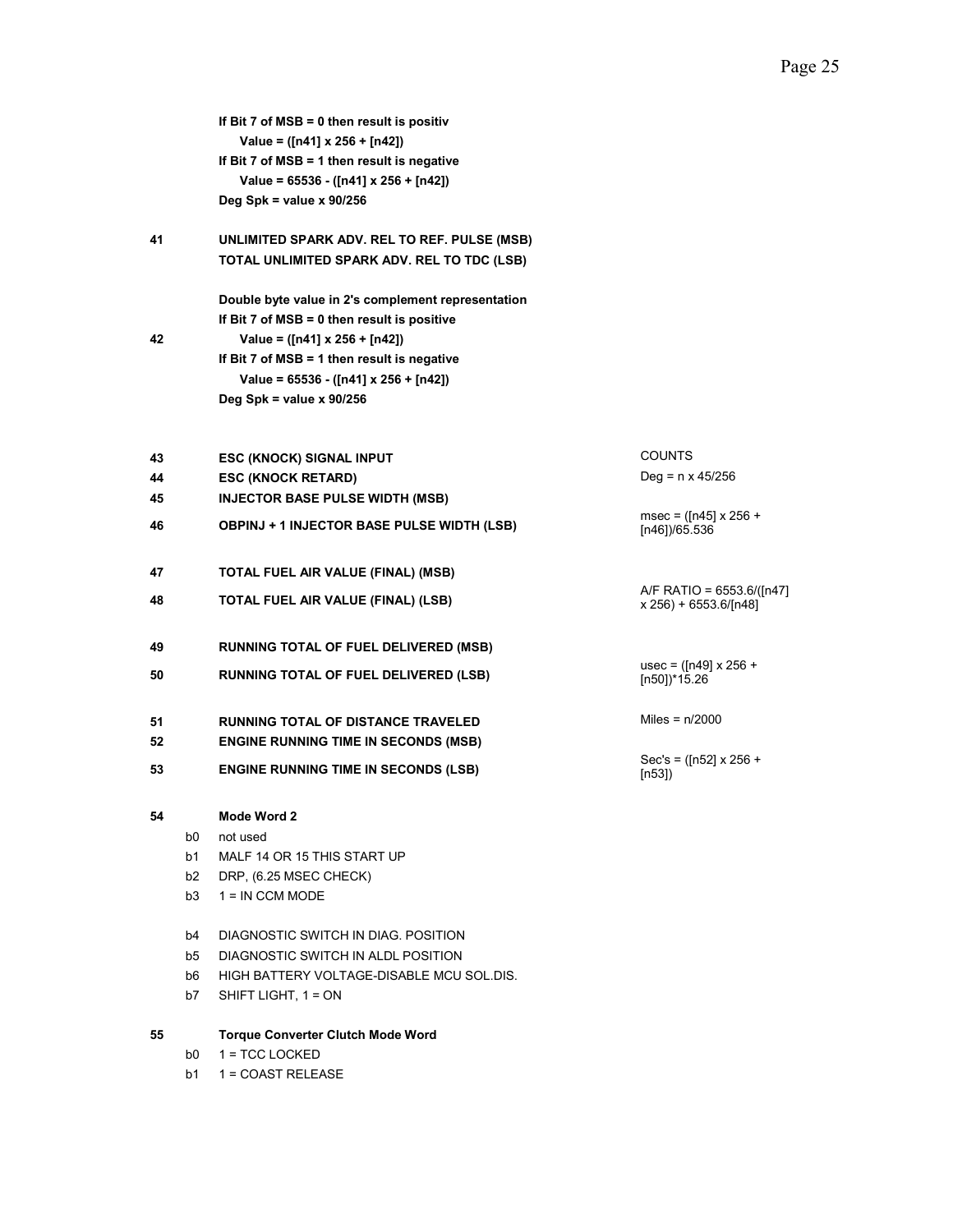| | | | |
|---|---|---|---|
| | | **If Bit 7 of MSB = 0 then result is positiv**<br>**Value = ([n41] x 256 + [n42])**<br>**If Bit 7 of MSB = 1 then result is negative**<br>**Value = 65536 - ([n41] x 256 + [n42])**<br>**Deg Spk = value x 90/256** | |
| 41 | | **UNLIMITED SPARK ADV. REL TO REF. PULSE (MSB)** | |
| 42 | | **TOTAL UNLIMITED SPARK ADV. REL TO TDC (LSB)**<br><br>**Double byte value in 2's complement representation**<br>**If Bit 7 of MSB = 0 then result is positive**<br>**Value = ([n41] x 256 + [n42])**<br>**If Bit 7 of MSB = 1 then result is negative**<br>**Value = 65536 - ([n41] x 256 + [n42])**<br>**Deg Spk = value x 90/256** | |
| 43 | | **ESC (KNOCK) SIGNAL INPUT** | COUNTS |
| 44 | | **ESC (KNOCK RETARD)** | Deg = n x 45/256 |
| 45 | | **INJECTOR BASE PULSE WIDTH (MSB)** | |
| 46 | | **OBPINJ + 1 INJECTOR BASE PULSE WIDTH (LSB)** | msec = ([n45] x 256 + [n46])/65.536 |
| 47 | | **TOTAL FUEL AIR VALUE (FINAL) (MSB)** | |
| 48 | | **TOTAL FUEL AIR VALUE (FINAL) (LSB)** | A/F RATIO = 6553.6/([n47] x 256) + 6553.6/[n48] |
| 49 | | **RUNNING TOTAL OF FUEL DELIVERED (MSB)** | |
| 50 | | **RUNNING TOTAL OF FUEL DELIVERED (LSB)** | usec = ([n49] x 256 + [n50])*15.26 |
| 51 | | **RUNNING TOTAL OF DISTANCE TRAVELED** | Miles = n/2000 |
| 52 | | **ENGINE RUNNING TIME IN SECONDS (MSB)** | |
| 53 | | **ENGINE RUNNING TIME IN SECONDS (LSB)** | Sec's = ([n52] x 256 + [n53]) |
| 54 | | **Mode Word 2** | |
| | b0 | not used | |
| | b1 | MALF 14 OR 15 THIS START UP | |
| | b2 | DRP, (6.25 MSEC CHECK) | |
| | b3 | 1 = IN CCM MODE | |
| | b4 | DIAGNOSTIC SWITCH IN DIAG. POSITION | |
| | b5 | DIAGNOSTIC SWITCH IN ALDL POSITION | |
| | b6 | HIGH BATTERY VOLTAGE-DISABLE MCU SOL.DIS. | |
| | b7 | SHIFT LIGHT, 1 = ON | |
| 55 | | **Torque Converter Clutch Mode Word** | |
| | b0 | 1 = TCC LOCKED | |
| | b1 | 1 = COAST RELEASE | |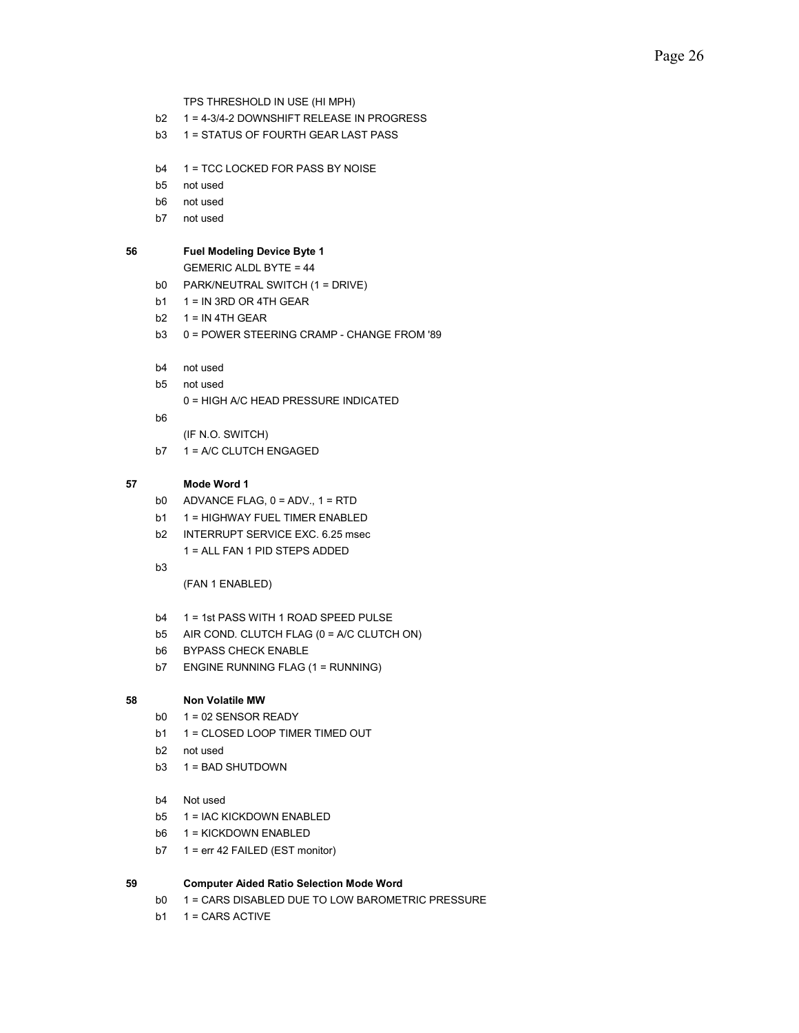TPS THRESHOLD IN USE (HI MPH)

b2 1 = 4-3/4-2 DOWNSHIFT RELEASE IN PROGRESS

b3 1 = STATUS OF FOURTH GEAR LAST PASS

b4 1 = TCC LOCKED FOR PASS BY NOISE

b5 not used

b6 not used

b7 not used

**56 Fuel Modeling Device Byte 1**

GEMERIC ALDL BYTE = 44

b0 PARK/NEUTRAL SWITCH (1 = DRIVE)

b1 1 = IN 3RD OR 4TH GEAR

b2 1 = IN 4TH GEAR

b3 0 = POWER STEERING CRAMP - CHANGE FROM '89

b4 not used

b5 not used

b6 0 = HIGH A/C HEAD PRESSURE INDICATED (IF N.O. SWITCH)

b7 1 = A/C CLUTCH ENGAGED

**57 Mode Word 1**

b0 ADVANCE FLAG, 0 = ADV., 1 = RTD

b1 1 = HIGHWAY FUEL TIMER ENABLED

b2 INTERRUPT SERVICE EXC. 6.25 msec

b3 1 = ALL FAN 1 PID STEPS ADDED (FAN 1 ENABLED)

b4 1 = 1st PASS WITH 1 ROAD SPEED PULSE

b5 AIR COND. CLUTCH FLAG (0 = A/C CLUTCH ON)

b6 BYPASS CHECK ENABLE

b7 ENGINE RUNNING FLAG (1 = RUNNING)

**58 Non Volatile MW**

b0 1 = 02 SENSOR READY

b1 1 = CLOSED LOOP TIMER TIMED OUT

b2 not used

b3 1 = BAD SHUTDOWN

b4 Not used

b5 1 = IAC KICKDOWN ENABLED

b6 1 = KICKDOWN ENABLED

b7 1 = err 42 FAILED (EST monitor)

**59 Computer Aided Ratio Selection Mode Word**

b0 1 = CARS DISABLED DUE TO LOW BAROMETRIC PRESSURE

b1 1 = CARS ACTIVE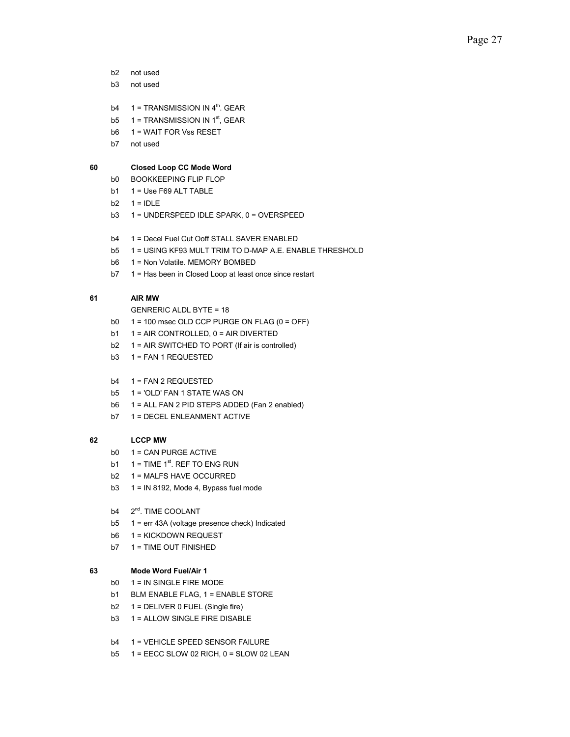b2 not used

b3 not used

b4 1 = TRANSMISSION IN 4th. GEAR

b5 1 = TRANSMISSION IN 1st, GEAR

b6 1 = WAIT FOR Vss RESET

b7 not used

**60 Closed Loop CC Mode Word**

b0 BOOKKEEPING FLIP FLOP

b1 1 = Use F69 ALT TABLE

b2 1 = IDLE

b3 1 = UNDERSPEED IDLE SPARK, 0 = OVERSPEED

b4 1 = Decel Fuel Cut Ooff STALL SAVER ENABLED

b5 1 = USING KF93 MULT TRIM TO D-MAP A.E. ENABLE THRESHOLD

b6 1 = Non Volatile. MEMORY BOMBED

b7 1 = Has been in Closed Loop at least once since restart

**61 AIR MW**

GENRERIC ALDL BYTE = 18

b0 1 = 100 msec OLD CCP PURGE ON FLAG (0 = OFF)

b1 1 = AIR CONTROLLED, 0 = AIR DIVERTED

b2 1 = AIR SWITCHED TO PORT (If air is controlled)

b3 1 = FAN 1 REQUESTED

b4 1 = FAN 2 REQUESTED

b5 1 = 'OLD' FAN 1 STATE WAS ON

b6 1 = ALL FAN 2 PID STEPS ADDED (Fan 2 enabled)

b7 1 = DECEL ENLEANMENT ACTIVE

**62 LCCP MW**

b0 1 = CAN PURGE ACTIVE

b1 1 = TIME 1st. REF TO ENG RUN

b2 1 = MALFS HAVE OCCURRED

b3 1 = IN 8192, Mode 4, Bypass fuel mode

b4 2nd. TIME COOLANT

b5 1 = err 43A (voltage presence check) Indicated

b6 1 = KICKDOWN REQUEST

b7 1 = TIME OUT FINISHED

**63 Mode Word Fuel/Air 1**

b0 1 = IN SINGLE FIRE MODE

b1 BLM ENABLE FLAG, 1 = ENABLE STORE

b2 1 = DELIVER 0 FUEL (Single fire)

b3 1 = ALLOW SINGLE FIRE DISABLE

b4 1 = VEHICLE SPEED SENSOR FAILURE

b5 1 = EECC SLOW 02 RICH, 0 = SLOW 02 LEAN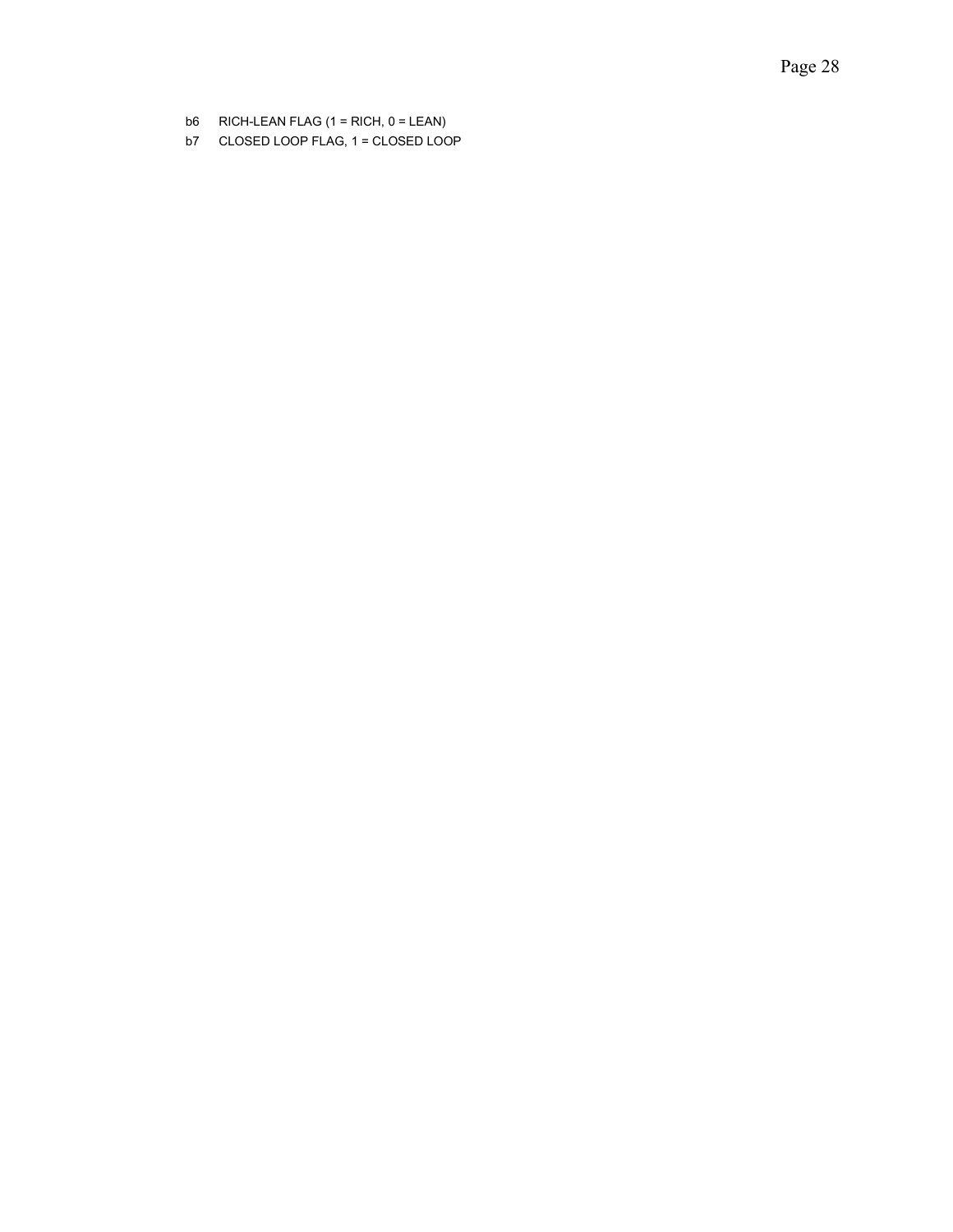b6 RICH-LEAN FLAG (1 = RICH, 0 = LEAN)

b7 CLOSED LOOP FLAG, 1 = CLOSED LOOP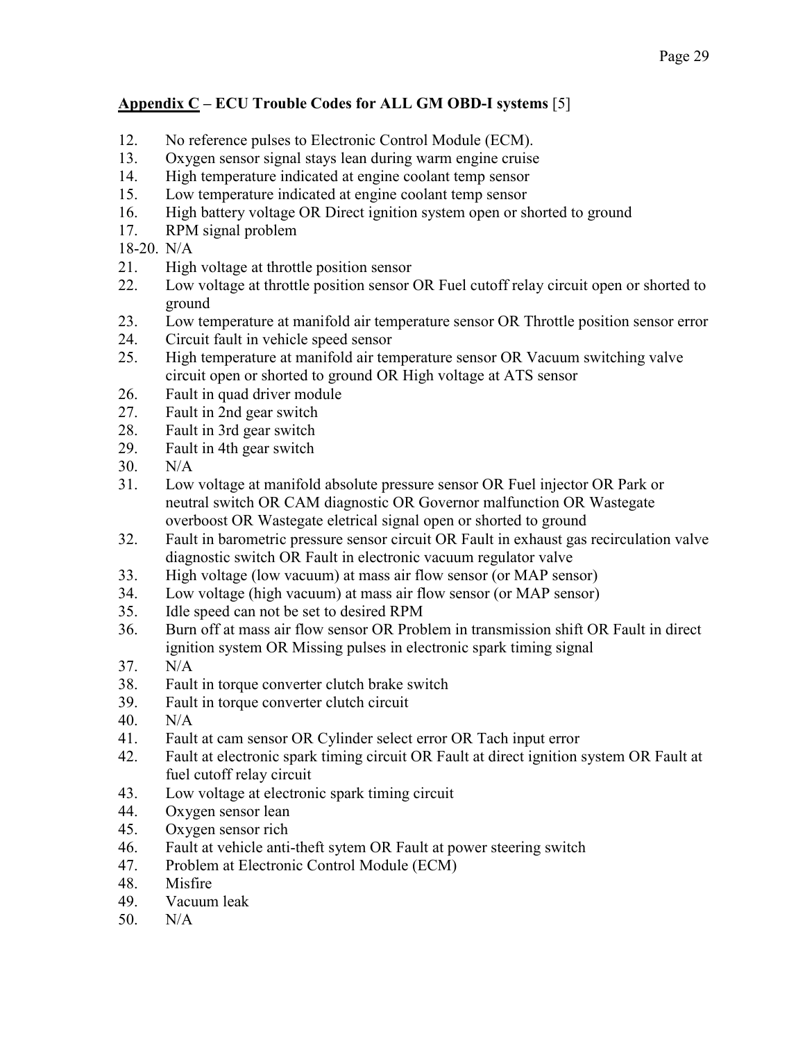**Appendix C – ECU Trouble Codes for ALL GM OBD-I systems** [5]

12. No reference pulses to Electronic Control Module (ECM).
13. Oxygen sensor signal stays lean during warm engine cruise
14. High temperature indicated at engine coolant temp sensor
15. Low temperature indicated at engine coolant temp sensor
16. High battery voltage OR Direct ignition system open or shorted to ground
17. RPM signal problem

18-20. N/A

21. High voltage at throttle position sensor
22. Low voltage at throttle position sensor OR Fuel cutoff relay circuit open or shorted to ground
23. Low temperature at manifold air temperature sensor OR Throttle position sensor error
24. Circuit fault in vehicle speed sensor
25. High temperature at manifold air temperature sensor OR Vacuum switching valve circuit open or shorted to ground OR High voltage at ATS sensor
26. Fault in quad driver module
27. Fault in 2nd gear switch
28. Fault in 3rd gear switch
29. Fault in 4th gear switch
30. N/A
31. Low voltage at manifold absolute pressure sensor OR Fuel injector OR Park or neutral switch OR CAM diagnostic OR Governor malfunction OR Wastegate overboost OR Wastegate eletrical signal open or shorted to ground
32. Fault in barometric pressure sensor circuit OR Fault in exhaust gas recirculation valve diagnostic switch OR Fault in electronic vacuum regulator valve
33. High voltage (low vacuum) at mass air flow sensor (or MAP sensor)
34. Low voltage (high vacuum) at mass air flow sensor (or MAP sensor)
35. Idle speed can not be set to desired RPM
36. Burn off at mass air flow sensor OR Problem in transmission shift OR Fault in direct ignition system OR Missing pulses in electronic spark timing signal
37. N/A
38. Fault in torque converter clutch brake switch
39. Fault in torque converter clutch circuit
40. N/A
41. Fault at cam sensor OR Cylinder select error OR Tach input error
42. Fault at electronic spark timing circuit OR Fault at direct ignition system OR Fault at fuel cutoff relay circuit
43. Low voltage at electronic spark timing circuit
44. Oxygen sensor lean
45. Oxygen sensor rich
46. Fault at vehicle anti-theft sytem OR Fault at power steering switch
47. Problem at Electronic Control Module (ECM)
48. Misfire
49. Vacuum leak
50. N/A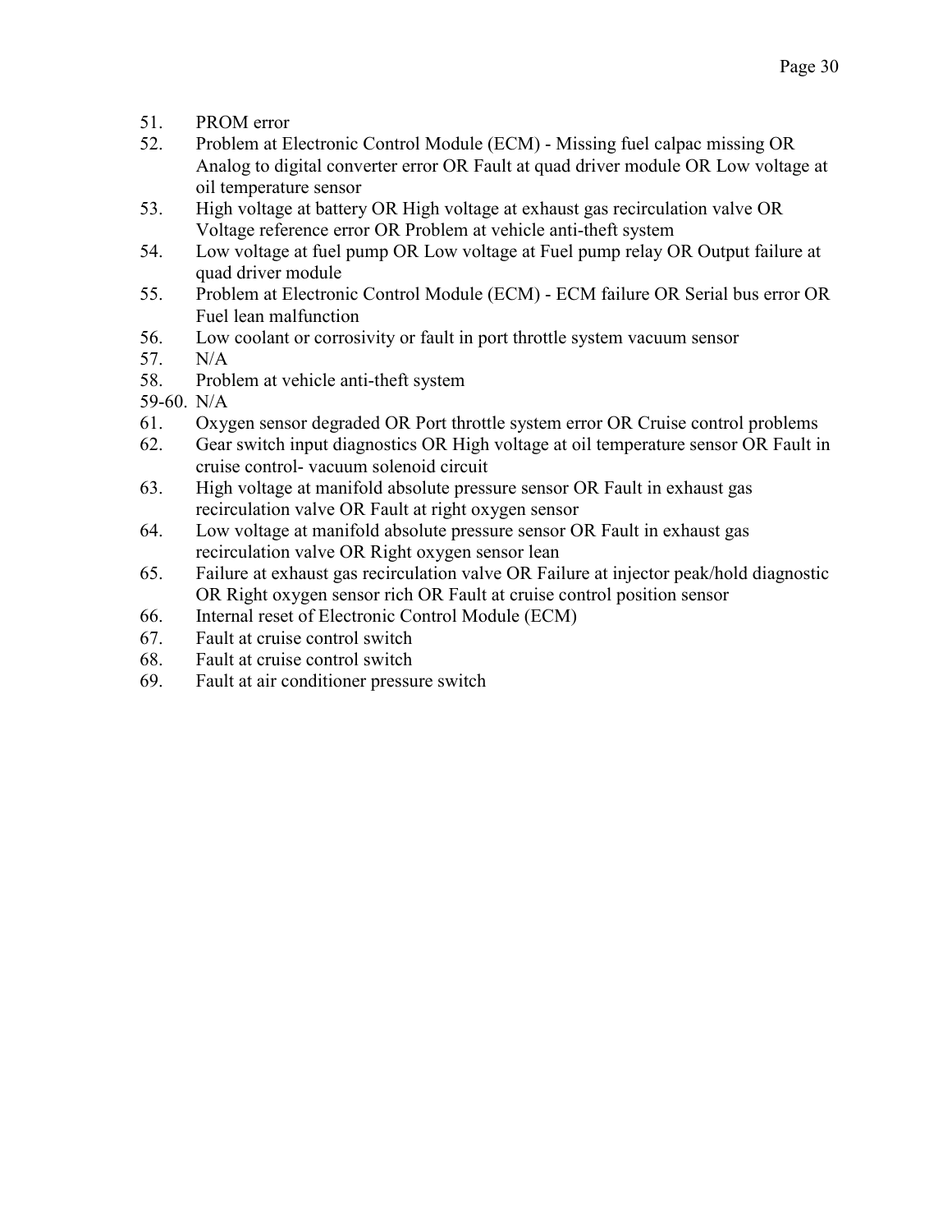51. PROM error
52. Problem at Electronic Control Module (ECM) - Missing fuel calpac missing OR Analog to digital converter error OR Fault at quad driver module OR Low voltage at oil temperature sensor
53. High voltage at battery OR High voltage at exhaust gas recirculation valve OR Voltage reference error OR Problem at vehicle anti-theft system
54. Low voltage at fuel pump OR Low voltage at Fuel pump relay OR Output failure at quad driver module
55. Problem at Electronic Control Module (ECM) - ECM failure OR Serial bus error OR Fuel lean malfunction
56. Low coolant or corrosivity or fault in port throttle system vacuum sensor
57. N/A
58. Problem at vehicle anti-theft system

59-60. N/A

61. Oxygen sensor degraded OR Port throttle system error OR Cruise control problems
62. Gear switch input diagnostics OR High voltage at oil temperature sensor OR Fault in cruise control- vacuum solenoid circuit
63. High voltage at manifold absolute pressure sensor OR Fault in exhaust gas recirculation valve OR Fault at right oxygen sensor
64. Low voltage at manifold absolute pressure sensor OR Fault in exhaust gas recirculation valve OR Right oxygen sensor lean
65. Failure at exhaust gas recirculation valve OR Failure at injector peak/hold diagnostic OR Right oxygen sensor rich OR Fault at cruise control position sensor
66. Internal reset of Electronic Control Module (ECM)
67. Fault at cruise control switch
68. Fault at cruise control switch
69. Fault at air conditioner pressure switch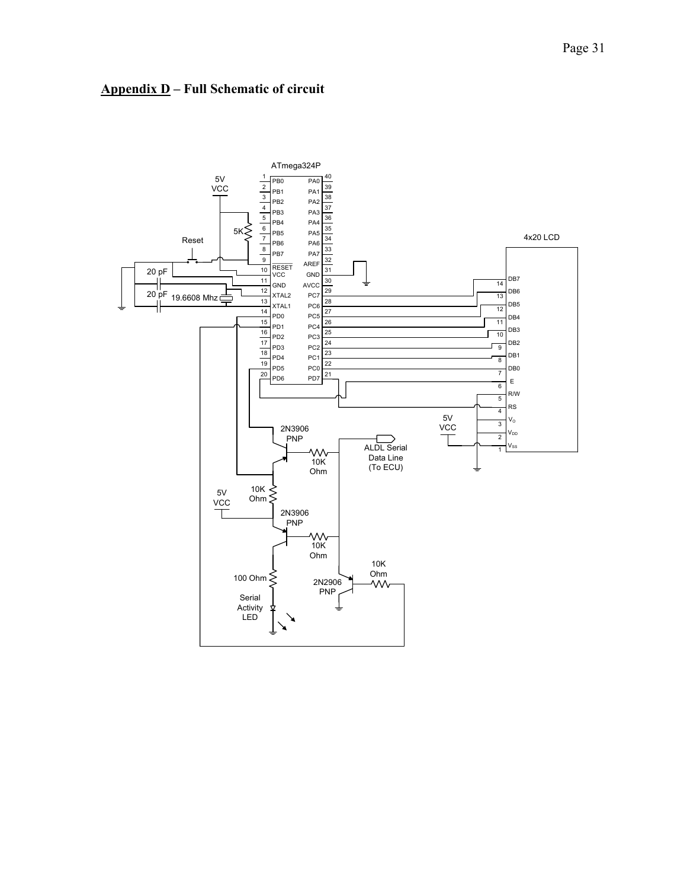## **Appendix D** – Full Schematic of circuit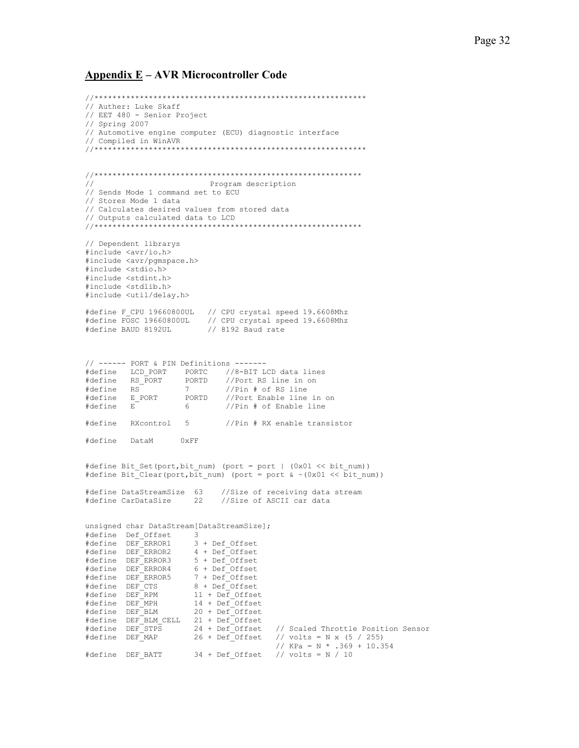## Appendix E – AVR Microcontroller Code

```
//***********************************************************
// Auther: Luke Skaff
// EET 480 - Senior Project
// Spring 2007
// Automotive engine computer (ECU) diagnostic interface
// Compiled in WinAVR
//***********************************************************


//**********************************************************
//                          Program description
// Sends Mode 1 command set to ECU
// Stores Mode 1 data
// Calculates desired values from stored data
// Outputs calculated data to LCD
//**********************************************************

// Dependent librarys
#include <avr/io.h>
#include <avr/pgmspace.h>
#include <stdio.h>
#include <stdint.h>
#include <stdlib.h>
#include <util/delay.h>

#define F_CPU 19660800UL   // CPU crystal speed 19.6608Mhz
#define FOSC 19660800UL    // CPU crystal speed 19.6608Mhz
#define BAUD 8192UL        // 8192 Baud rate



// ------ PORT & PIN Definitions -------
#define   LCD_PORT    PORTC    //8-BIT LCD data lines
#define   RS_PORT     PORTD    //Port RS line in on
#define   RS          7        //Pin # of RS line
#define   E_PORT      PORTD    //Port Enable line in on
#define   E           6        //Pin # of Enable line

#define   RXcontrol   5        //Pin # RX enable transistor

#define   DataM      0xFF


#define Bit_Set(port,bit_num) (port = port | (0x01 << bit_num))
#define Bit_Clear(port,bit_num) (port = port & ~(0x01 << bit_num))

#define DataStreamSize  63    //Size of receiving data stream
#define CarDataSize     22    //Size of ASCII car data


unsigned char DataStream[DataStreamSize];
#define  Def_Offset     3
#define  DEF_ERROR1     3 + Def_Offset
#define  DEF_ERROR2     4 + Def_Offset
#define  DEF_ERROR3     5 + Def_Offset
#define  DEF_ERROR4     6 + Def_Offset
#define  DEF_ERROR5     7 + Def_Offset
#define  DEF_CTS        8 + Def_Offset
#define  DEF_RPM        11 + Def_Offset
#define  DEF_MPH        14 + Def_Offset
#define  DEF_BLM        20 + Def_Offset
#define  DEF_BLM_CELL   21 + Def_Offset
#define  DEF_STPS       24 + Def_Offset   // Scaled Throttle Position Sensor
#define  DEF_MAP        26 + Def_Offset   // volts = N x (5 / 255)
                                          // KPa = N * .369 + 10.354
#define  DEF_BATT       34 + Def_Offset   // volts = N / 10
```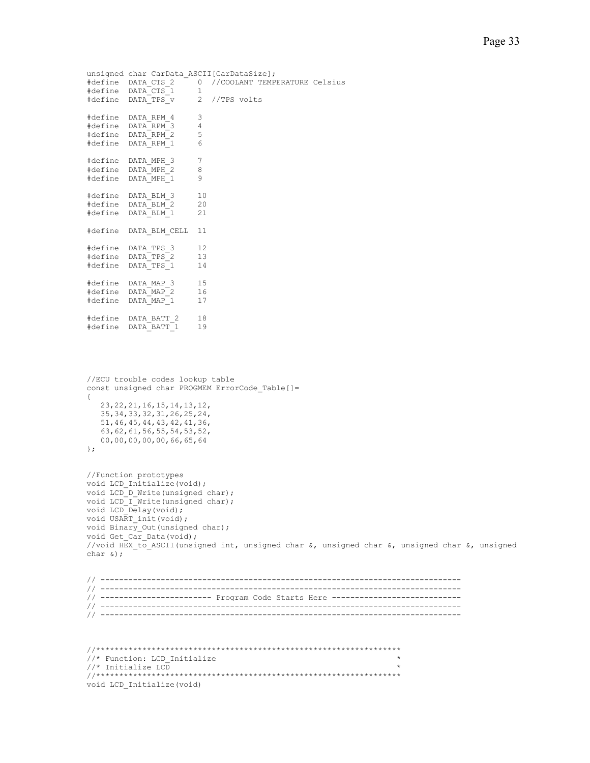```
unsigned char CarData_ASCII[CarDataSize];
#define  DATA_CTS_2     0  //COOLANT TEMPERATURE Celsius
#define  DATA_CTS_1     1
#define  DATA_TPS_v     2  //TPS volts

#define  DATA_RPM_4     3
#define  DATA_RPM_3     4
#define  DATA_RPM_2     5
#define  DATA_RPM_1     6

#define  DATA_MPH_3     7
#define  DATA_MPH_2     8
#define  DATA_MPH_1     9

#define  DATA_BLM_3     10
#define  DATA_BLM_2     20
#define  DATA_BLM_1     21

#define  DATA_BLM_CELL  11

#define  DATA_TPS_3     12
#define  DATA_TPS_2     13
#define  DATA_TPS_1     14

#define  DATA_MAP_3     15
#define  DATA_MAP_2     16
#define  DATA_MAP_1     17

#define  DATA_BATT_2    18
#define  DATA_BATT_1    19




//ECU trouble codes lookup table
const unsigned char PROGMEM ErrorCode_Table[]=
{
   23,22,21,16,15,14,13,12,
   35,34,33,32,31,26,25,24,
   51,46,45,44,43,42,41,36,
   63,62,61,56,55,54,53,52,
   00,00,00,00,00,66,65,64
};


//Function prototypes
void LCD_Initialize(void);
void LCD_D_Write(unsigned char);
void LCD_I_Write(unsigned char);
void LCD_Delay(void);
void USART_init(void);
void Binary_Out(unsigned char);
void Get_Car_Data(void);
//void HEX_to_ASCII(unsigned int, unsigned char &, unsigned char &, unsigned char &, unsigned
char &);


// ---------------------------------------------------------------------------
// ---------------------------------------------------------------------------
// ----------------------- Program Code Starts Here ---------------------------
// ---------------------------------------------------------------------------
// ---------------------------------------------------------------------------



//*****************************************************************
//* Function: LCD_Initialize                                      *
//* Initialize LCD                                                *
//*****************************************************************
void LCD_Initialize(void)
```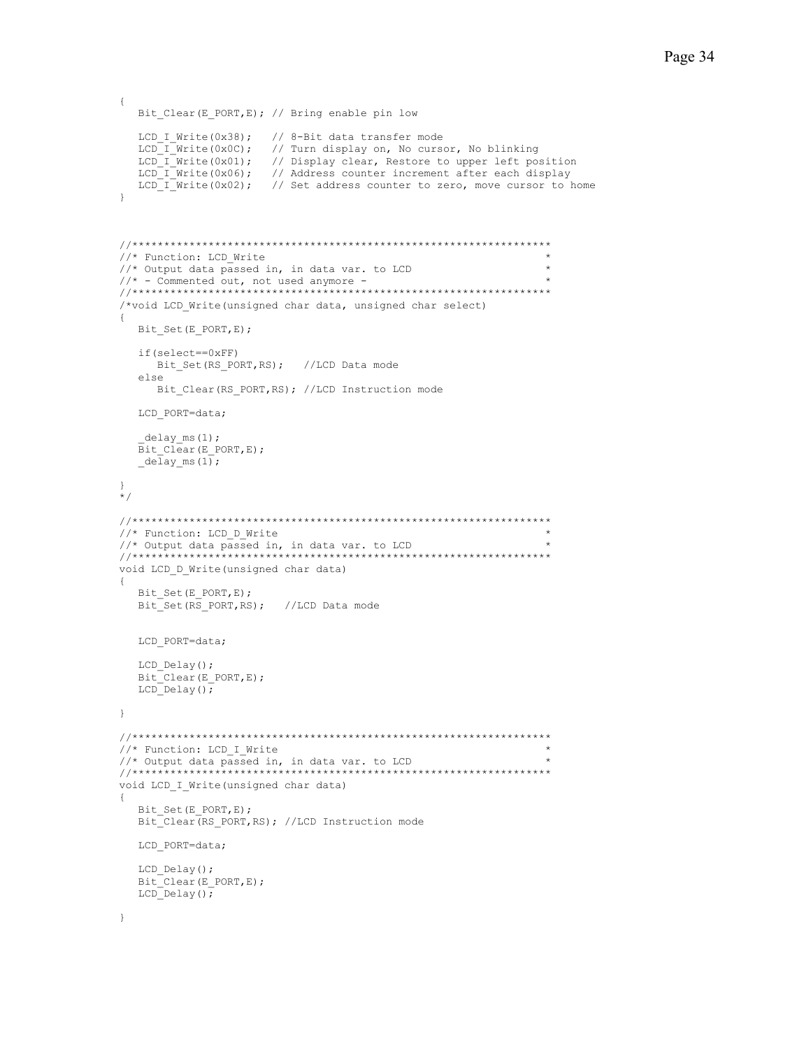```
{
   Bit_Clear(E_PORT,E); // Bring enable pin low

   LCD_I_Write(0x38);   // 8-Bit data transfer mode
   LCD_I_Write(0x0C);   // Turn display on, No cursor, No blinking
   LCD_I_Write(0x01);   // Display clear, Restore to upper left position
   LCD_I_Write(0x06);   // Address counter increment after each display
   LCD_I_Write(0x02);   // Set address counter to zero, move cursor to home
}



//****************************************************************
//* Function: LCD_Write                                          *
//* Output data passed in, in data var. to LCD                   *
//* - Commented out, not used anymore -                          *
//****************************************************************
/*void LCD_Write(unsigned char data, unsigned char select)
{
   Bit_Set(E_PORT,E);

   if(select==0xFF)
      Bit_Set(RS_PORT,RS);   //LCD Data mode
   else
      Bit_Clear(RS_PORT,RS); //LCD Instruction mode

   LCD_PORT=data;

   _delay_ms(1);
   Bit_Clear(E_PORT,E);
   _delay_ms(1);

}
*/

//****************************************************************
//* Function: LCD_D_Write                                        *
//* Output data passed in, in data var. to LCD                   *
//****************************************************************
void LCD_D_Write(unsigned char data)
{
   Bit_Set(E_PORT,E);
   Bit_Set(RS_PORT,RS);   //LCD Data mode


   LCD_PORT=data;

   LCD_Delay();
   Bit_Clear(E_PORT,E);
   LCD_Delay();

}

//****************************************************************
//* Function: LCD_I_Write                                        *
//* Output data passed in, in data var. to LCD                   *
//****************************************************************
void LCD_I_Write(unsigned char data)
{
   Bit_Set(E_PORT,E);
   Bit_Clear(RS_PORT,RS); //LCD Instruction mode

   LCD_PORT=data;

   LCD_Delay();
   Bit_Clear(E_PORT,E);
   LCD_Delay();

}
```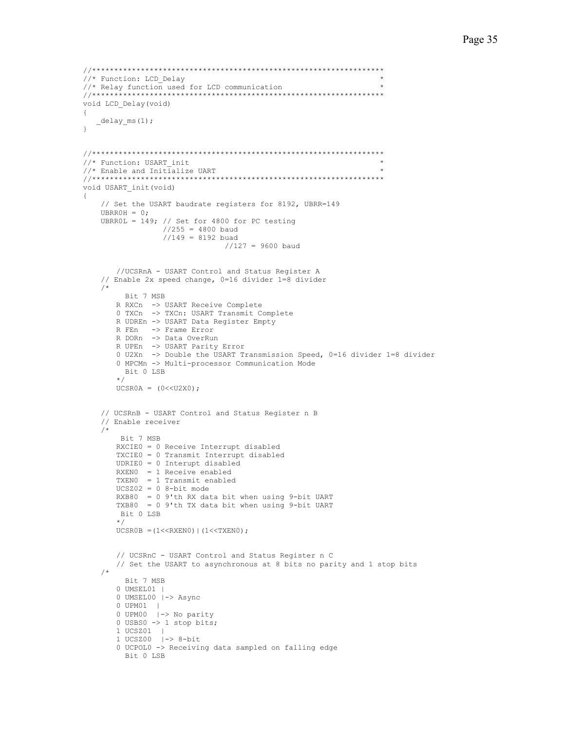```
//****************************************************************
//* Function: LCD_Delay                                          *
//* Relay function used for LCD communication                    *
//****************************************************************
void LCD_Delay(void)
{
   _delay_ms(1);
}


//****************************************************************
//* Function: USART_init                                         *
//* Enable and Initialize UART                                   *
//****************************************************************
void USART_init(void)
{
    // Set the USART baudrate registers for 8192, UBRR=149
    UBRR0H = 0;
    UBRR0L = 149; // Set for 4800 for PC testing
                //255 = 4800 baud
                //149 = 8192 buad
                                //127 = 9600 baud


        //UCSRnA - USART Control and Status Register A
    // Enable 2x speed change, 0=16 divider 1=8 divider
    /*
          Bit 7 MSB
        R RXCn  -> USART Receive Complete
        0 TXCn  -> TXCn: USART Transmit Complete
        R UDREn -> USART Data Register Empty
        R FEn   -> Frame Error
        R DORn  -> Data OverRun
        R UPEn  -> USART Parity Error
        0 U2Xn  -> Double the USART Transmission Speed, 0=16 divider 1=8 divider
        0 MPCMn -> Multi-processor Communication Mode
          Bit 0 LSB
        */
        UCSR0A = (0<<U2X0);


    // UCSRnB - USART Control and Status Register n B
    // Enable receiver
    /*
         Bit 7 MSB
        RXCIE0 = 0 Receive Interrupt disabled
        TXCIE0 = 0 Transmit Interrupt disabled
        UDRIE0 = 0 Interupt disabled
        RXEN0  = 1 Receive enabled
        TXEN0  = 1 Transmit enabled
        UCSZ02 = 0 8-bit mode
        RXB80  = 0 9'th RX data bit when using 9-bit UART
        TXB80  = 0 9'th TX data bit when using 9-bit UART
         Bit 0 LSB
        */
        UCSR0B =(1<<RXEN0)|(1<<TXEN0);


        // UCSRnC - USART Control and Status Register n C
        // Set the USART to asynchronous at 8 bits no parity and 1 stop bits
    /*
          Bit 7 MSB
        0 UMSEL01 |
        0 UMSEL00 |-> Async
        0 UPM01  |
        0 UPM00  |-> No parity
        0 USBS0 -> 1 stop bits;
        1 UCSZ01  |
        1 UCSZ00  |-> 8-bit
        0 UCPOL0 -> Receiving data sampled on falling edge
          Bit 0 LSB
```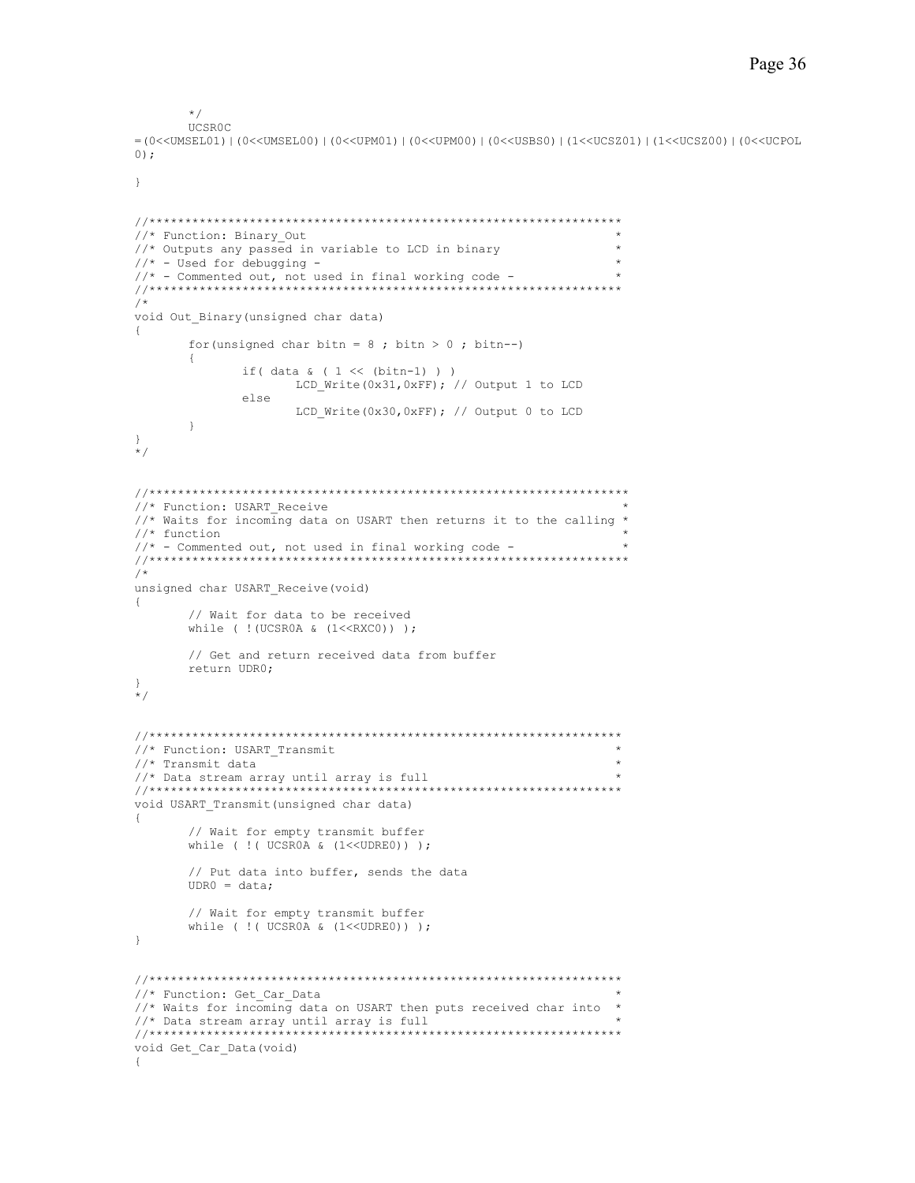```
	*/
	UCSR0C
=(0<<UMSEL01)|(0<<UMSEL00)|(0<<UPM01)|(0<<UPM00)|(0<<USBS0)|(1<<UCSZ01)|(1<<UCSZ00)|(0<<UCPOL
0);

}


//******************************************************************
//* Function: Binary_Out                                           *
//* Outputs any passed in variable to LCD in binary                *
//* - Used for debugging -                                         *
//* - Commented out, not used in final working code -              *
//******************************************************************
/*
void Out_Binary(unsigned char data)
{
	for(unsigned char bitn = 8 ; bitn > 0 ; bitn--)
	{
		if( data & ( 1 << (bitn-1) ) )
			LCD_Write(0x31,0xFF); // Output 1 to LCD
		else
			LCD_Write(0x30,0xFF); // Output 0 to LCD
	}
}
*/


//*******************************************************************
//* Function: USART_Receive                                         *
//* Waits for incoming data on USART then returns it to the calling *
//* function                                                        *
//* - Commented out, not used in final working code -               *
//*******************************************************************
/*
unsigned char USART_Receive(void)
{
	// Wait for data to be received
	while ( !(UCSR0A & (1<<RXC0)) );

	// Get and return received data from buffer
	return UDR0;
}
*/


//******************************************************************
//* Function: USART_Transmit                                       *
//* Transmit data                                                  *
//* Data stream array until array is full                          *
//******************************************************************
void USART_Transmit(unsigned char data)
{
	// Wait for empty transmit buffer
	while ( !( UCSR0A & (1<<UDRE0)) );

	// Put data into buffer, sends the data
	UDR0 = data;

	// Wait for empty transmit buffer
	while ( !( UCSR0A & (1<<UDRE0)) );
}


//******************************************************************
//* Function: Get_Car_Data                                         *
//* Waits for incoming data on USART then puts received char into  *
//* Data stream array until array is full                          *
//******************************************************************
void Get_Car_Data(void)
{
```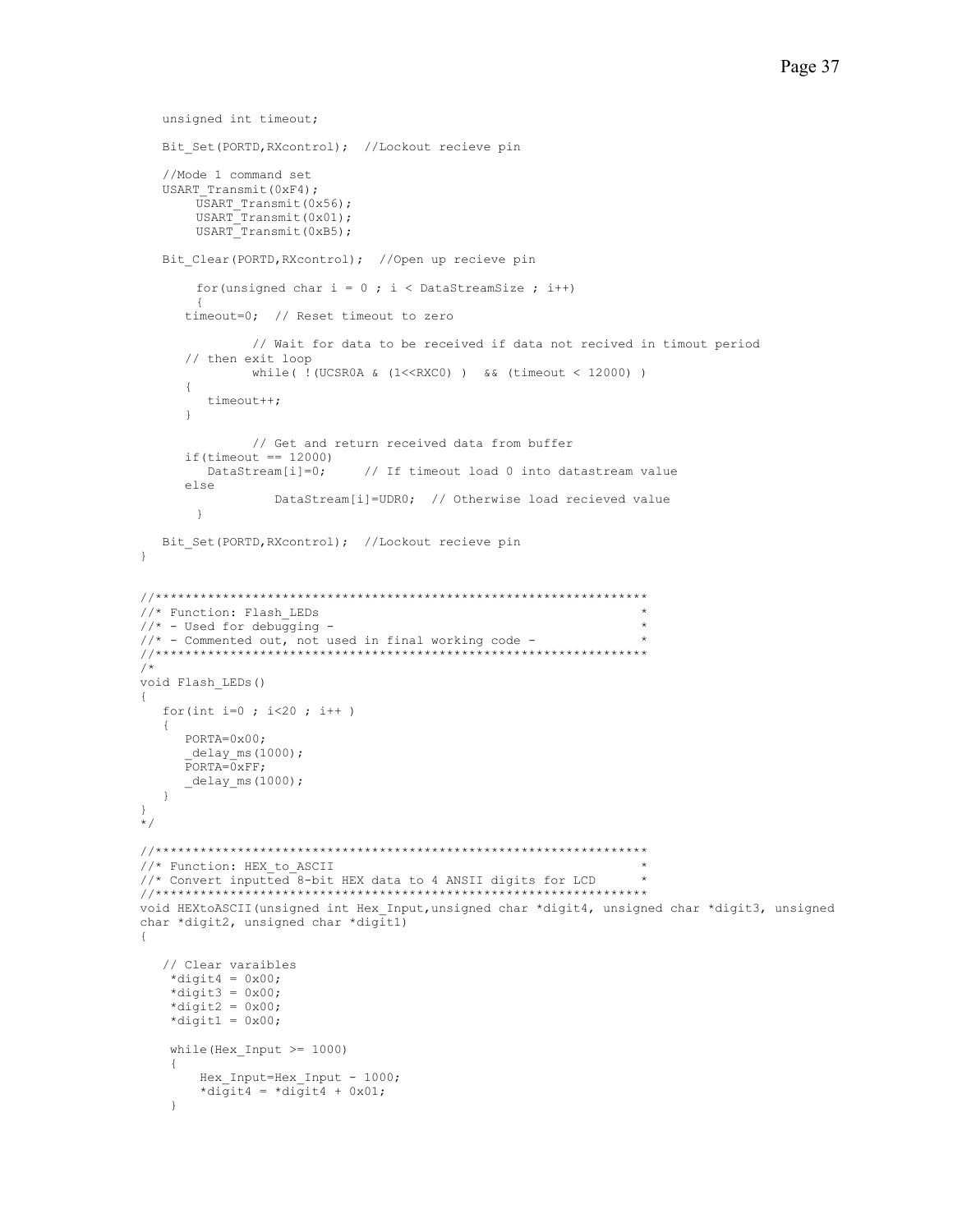```
   unsigned int timeout;

   Bit_Set(PORTD,RXcontrol);  //Lockout recieve pin

   //Mode 1 command set
   USART_Transmit(0xF4);
        USART_Transmit(0x56);
        USART_Transmit(0x01);
        USART_Transmit(0xB5);

   Bit_Clear(PORTD,RXcontrol);  //Open up recieve pin

        for(unsigned char i = 0 ; i < DataStreamSize ; i++)
        {
      timeout=0;  // Reset timeout to zero

               // Wait for data to be received if data not recived in timout period
      // then exit loop
               while( !(UCSR0A & (1<<RXC0) )  && (timeout < 12000) )
      {
         timeout++;
      }

               // Get and return received data from buffer
      if(timeout == 12000)
         DataStream[i]=0;     // If timeout load 0 into datastream value
      else
                  DataStream[i]=UDR0;  // Otherwise load recieved value
        }

   Bit_Set(PORTD,RXcontrol);  //Lockout recieve pin
}


//*****************************************************************
//* Function: Flash_LEDs                                          *
//* - Used for debugging -                                        *
//* - Commented out, not used in final working code -             *
//*****************************************************************
/*
void Flash_LEDs()
{
   for(int i=0 ; i<20 ; i++ )
   {
      PORTA=0x00;
      _delay_ms(1000);
      PORTA=0xFF;
      _delay_ms(1000);
   }
}
*/

//*****************************************************************
//* Function: HEX_to_ASCII                                        *
//* Convert inputted 8-bit HEX data to 4 ANSII digits for LCD     *
//*****************************************************************
void HEXtoASCII(unsigned int Hex_Input,unsigned char *digit4, unsigned char *digit3, unsigned
char *digit2, unsigned char *digit1)
{

   // Clear varaibles
    *digit4 = 0x00;
    *digit3 = 0x00;
    *digit2 = 0x00;
    *digit1 = 0x00;

    while(Hex_Input >= 1000)
    {
        Hex_Input=Hex_Input - 1000;
        *digit4 = *digit4 + 0x01;
    }
```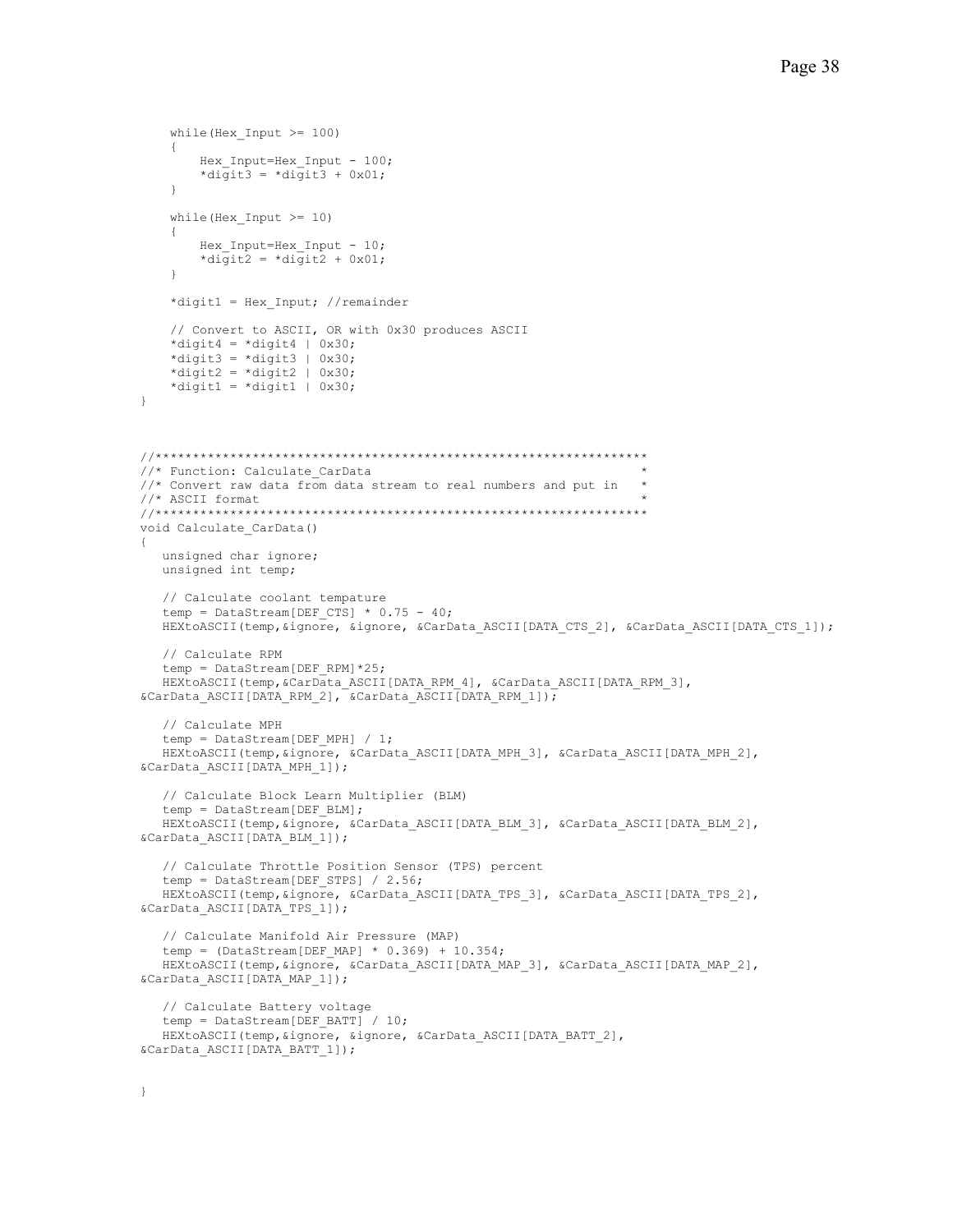```
    while(Hex_Input >= 100)
    {
        Hex_Input=Hex_Input - 100;
        *digit3 = *digit3 + 0x01;
    }

    while(Hex_Input >= 10)
    {
        Hex_Input=Hex_Input - 10;
        *digit2 = *digit2 + 0x01;
    }

    *digit1 = Hex_Input; //remainder

    // Convert to ASCII, OR with 0x30 produces ASCII
    *digit4 = *digit4 | 0x30;
    *digit3 = *digit3 | 0x30;
    *digit2 = *digit2 | 0x30;
    *digit1 = *digit1 | 0x30;
}



//*****************************************************************
//* Function: Calculate_CarData                                   *
//* Convert raw data from data stream to real numbers and put in   *
//* ASCII format                                                  *
//*****************************************************************
void Calculate_CarData()
{
   unsigned char ignore;
   unsigned int temp;

   // Calculate coolant tempature
   temp = DataStream[DEF_CTS] * 0.75 - 40;
   HEXtoASCII(temp,&ignore, &ignore, &CarData_ASCII[DATA_CTS_2], &CarData_ASCII[DATA_CTS_1]);

   // Calculate RPM
   temp = DataStream[DEF_RPM]*25;
   HEXtoASCII(temp,&CarData_ASCII[DATA_RPM_4], &CarData_ASCII[DATA_RPM_3],
&CarData_ASCII[DATA_RPM_2], &CarData_ASCII[DATA_RPM_1]);

   // Calculate MPH
   temp = DataStream[DEF_MPH] / 1;
   HEXtoASCII(temp,&ignore, &CarData_ASCII[DATA_MPH_3], &CarData_ASCII[DATA_MPH_2],
&CarData_ASCII[DATA_MPH_1]);

   // Calculate Block Learn Multiplier (BLM)
   temp = DataStream[DEF_BLM];
   HEXtoASCII(temp,&ignore, &CarData_ASCII[DATA_BLM_3], &CarData_ASCII[DATA_BLM_2],
&CarData_ASCII[DATA_BLM_1]);

   // Calculate Throttle Position Sensor (TPS) percent
   temp = DataStream[DEF_STPS] / 2.56;
   HEXtoASCII(temp,&ignore, &CarData_ASCII[DATA_TPS_3], &CarData_ASCII[DATA_TPS_2],
&CarData_ASCII[DATA_TPS_1]);

   // Calculate Manifold Air Pressure (MAP)
   temp = (DataStream[DEF_MAP] * 0.369) + 10.354;
   HEXtoASCII(temp,&ignore, &CarData_ASCII[DATA_MAP_3], &CarData_ASCII[DATA_MAP_2],
&CarData_ASCII[DATA_MAP_1]);

   // Calculate Battery voltage
   temp = DataStream[DEF_BATT] / 10;
   HEXtoASCII(temp,&ignore, &ignore, &CarData_ASCII[DATA_BATT_2],
&CarData_ASCII[DATA_BATT_1]);


}
```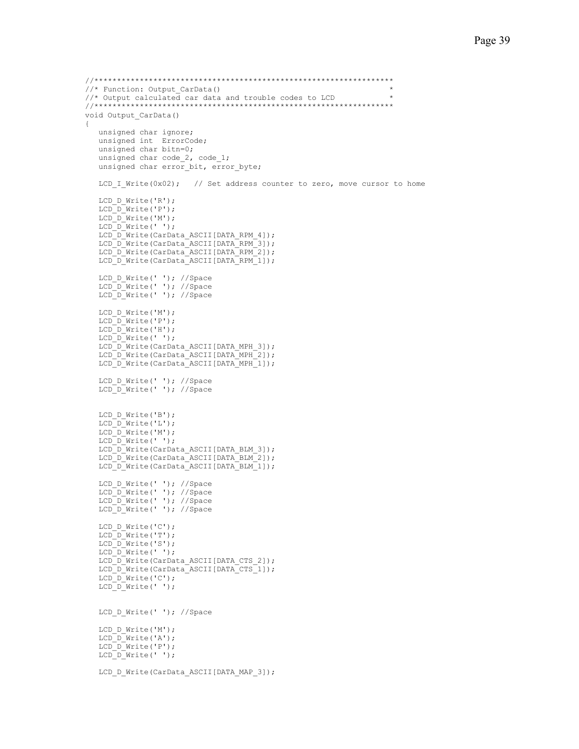```
//*****************************************************************
//* Function: Output_CarData()                                    *
//* Output calculated car data and trouble codes to LCD           *
//*****************************************************************
void Output_CarData()
{
   unsigned char ignore;
   unsigned int  ErrorCode;
   unsigned char bitn=0;
   unsigned char code_2, code_1;
   unsigned char error_bit, error_byte;

   LCD_I_Write(0x02);   // Set address counter to zero, move cursor to home

   LCD_D_Write('R');
   LCD_D_Write('P');
   LCD_D_Write('M');
   LCD_D_Write(' ');
   LCD_D_Write(CarData_ASCII[DATA_RPM_4]);
   LCD_D_Write(CarData_ASCII[DATA_RPM_3]);
   LCD_D_Write(CarData_ASCII[DATA_RPM_2]);
   LCD_D_Write(CarData_ASCII[DATA_RPM_1]);

   LCD_D_Write(' '); //Space
   LCD_D_Write(' '); //Space
   LCD_D_Write(' '); //Space

   LCD_D_Write('M');
   LCD_D_Write('P');
   LCD_D_Write('H');
   LCD_D_Write(' ');
   LCD_D_Write(CarData_ASCII[DATA_MPH_3]);
   LCD_D_Write(CarData_ASCII[DATA_MPH_2]);
   LCD_D_Write(CarData_ASCII[DATA_MPH_1]);

   LCD_D_Write(' '); //Space
   LCD_D_Write(' '); //Space


   LCD_D_Write('B');
   LCD_D_Write('L');
   LCD_D_Write('M');
   LCD_D_Write(' ');
   LCD_D_Write(CarData_ASCII[DATA_BLM_3]);
   LCD_D_Write(CarData_ASCII[DATA_BLM_2]);
   LCD_D_Write(CarData_ASCII[DATA_BLM_1]);

   LCD_D_Write(' '); //Space
   LCD_D_Write(' '); //Space
   LCD_D_Write(' '); //Space
   LCD_D_Write(' '); //Space

   LCD_D_Write('C');
   LCD_D_Write('T');
   LCD_D_Write('S');
   LCD_D_Write(' ');
   LCD_D_Write(CarData_ASCII[DATA_CTS_2]);
   LCD_D_Write(CarData_ASCII[DATA_CTS_1]);
   LCD_D_Write('C');
   LCD_D_Write(' ');


   LCD_D_Write(' '); //Space

   LCD_D_Write('M');
   LCD_D_Write('A');
   LCD_D_Write('P');
   LCD_D_Write(' ');

   LCD_D_Write(CarData_ASCII[DATA_MAP_3]);
```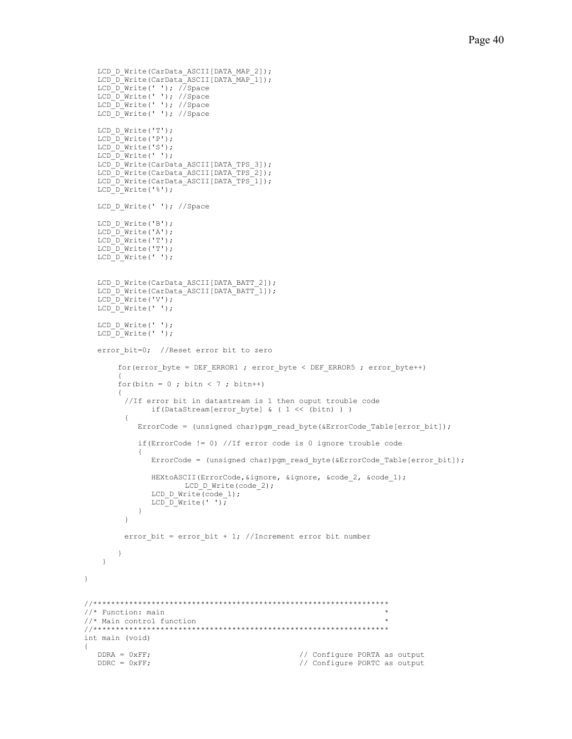```
   LCD_D_Write(CarData_ASCII[DATA_MAP_2]);
   LCD_D_Write(CarData_ASCII[DATA_MAP_1]);
   LCD_D_Write(' '); //Space
   LCD_D_Write(' '); //Space
   LCD_D_Write(' '); //Space
   LCD_D_Write(' '); //Space

   LCD_D_Write('T');
   LCD_D_Write('P');
   LCD_D_Write('S');
   LCD_D_Write(' ');
   LCD_D_Write(CarData_ASCII[DATA_TPS_3]);
   LCD_D_Write(CarData_ASCII[DATA_TPS_2]);
   LCD_D_Write(CarData_ASCII[DATA_TPS_1]);
   LCD_D_Write('%');

   LCD_D_Write(' '); //Space

   LCD_D_Write('B');
   LCD_D_Write('A');
   LCD_D_Write('T');
   LCD_D_Write('T');
   LCD_D_Write(' ');


   LCD_D_Write(CarData_ASCII[DATA_BATT_2]);
   LCD_D_Write(CarData_ASCII[DATA_BATT_1]);
   LCD_D_Write('V');
   LCD_D_Write(' ');

   LCD_D_Write(' ');
   LCD_D_Write(' ');

   error_bit=0;  //Reset error bit to zero

        for(error_byte = DEF_ERROR1 ; error_byte < DEF_ERROR5 ; error_byte++)
        {
        for(bitn = 0 ; bitn < 7 ; bitn++)
        {
         //If error bit in datastream is 1 then ouput trouble code
               if(DataStream[error_byte] & ( 1 << (bitn) ) )
         {
            ErrorCode = (unsigned char)pgm_read_byte(&ErrorCode_Table[error_bit]);

            if(ErrorCode != 0) //If error code is 0 ignore trouble code
            {
               ErrorCode = (unsigned char)pgm_read_byte(&ErrorCode_Table[error_bit]);

               HEXtoASCII(ErrorCode,&ignore, &ignore, &code_2, &code_1);
                     LCD_D_Write(code_2);
               LCD_D_Write(code_1);
               LCD_D_Write(' ');
            }
         }

         error_bit = error_bit + 1; //Increment error bit number

        }
    }

}


//*****************************************************************
//* Function: main                                                *
//* Main control function                                         *
//*****************************************************************
int main (void)
{
   DDRA = 0xFF;                               // Configure PORTA as output
   DDRC = 0xFF;                               // Configure PORTC as output
```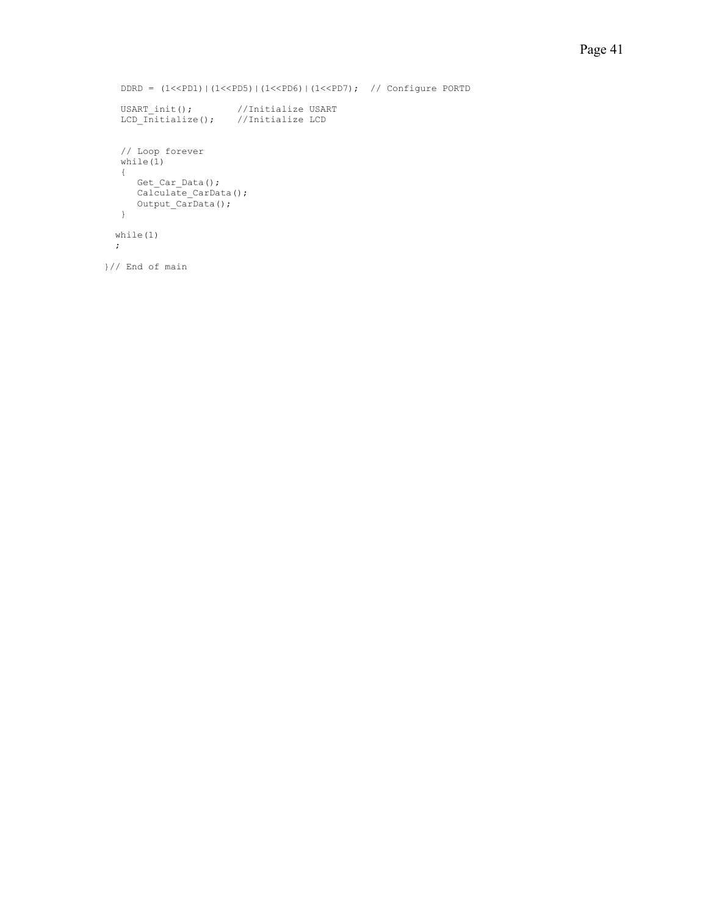```
   DDRD = (1<<PD1)|(1<<PD5)|(1<<PD6)|(1<<PD7);  // Configure PORTD

   USART_init();        //Initialize USART
   LCD_Initialize();    //Initialize LCD


   // Loop forever
   while(1)
   {
      Get_Car_Data();
      Calculate_CarData();
      Output_CarData();
   }

  while(1)
  ;

}// End of main
```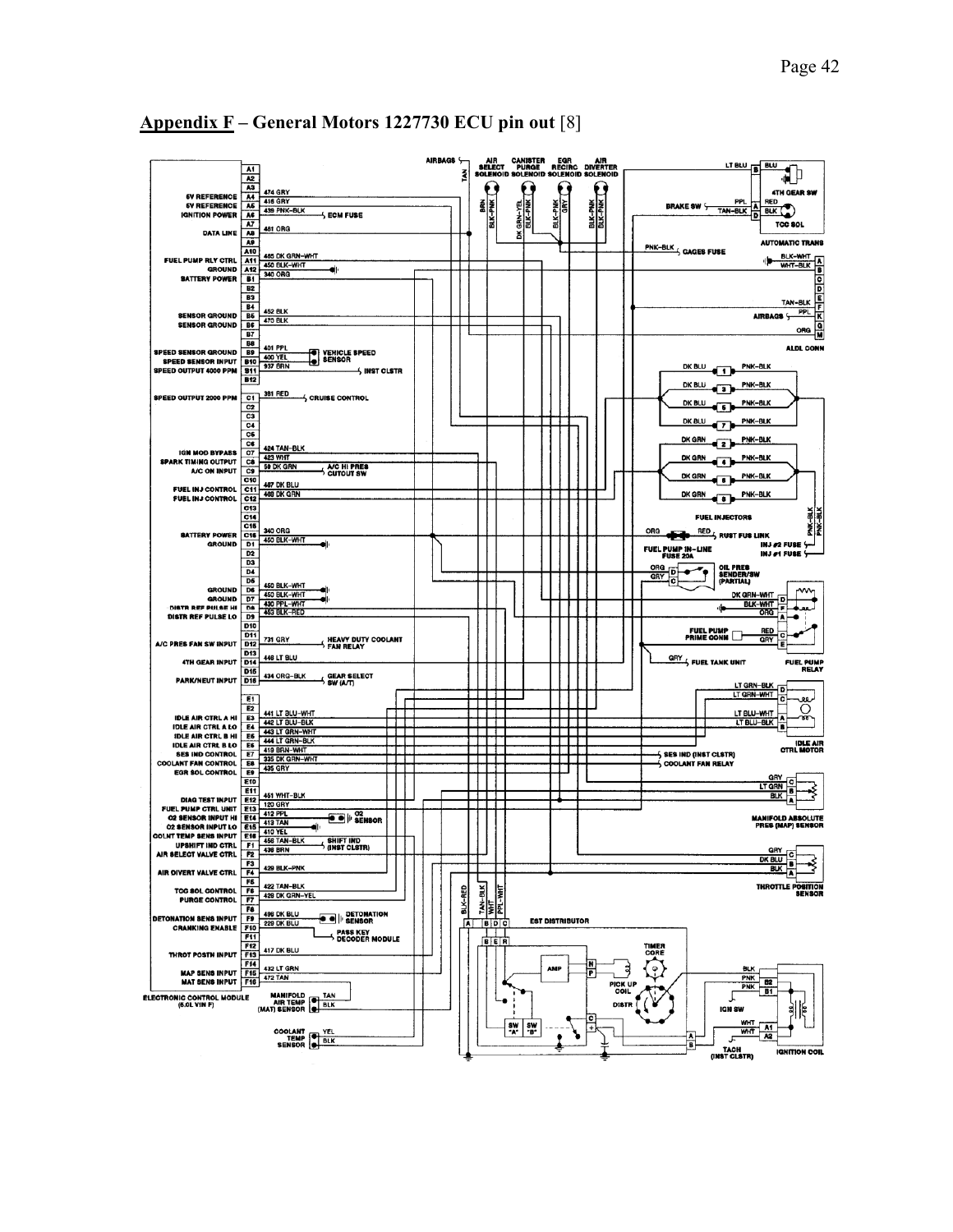## Appendix F – General Motors 1227730 ECU pin out [8]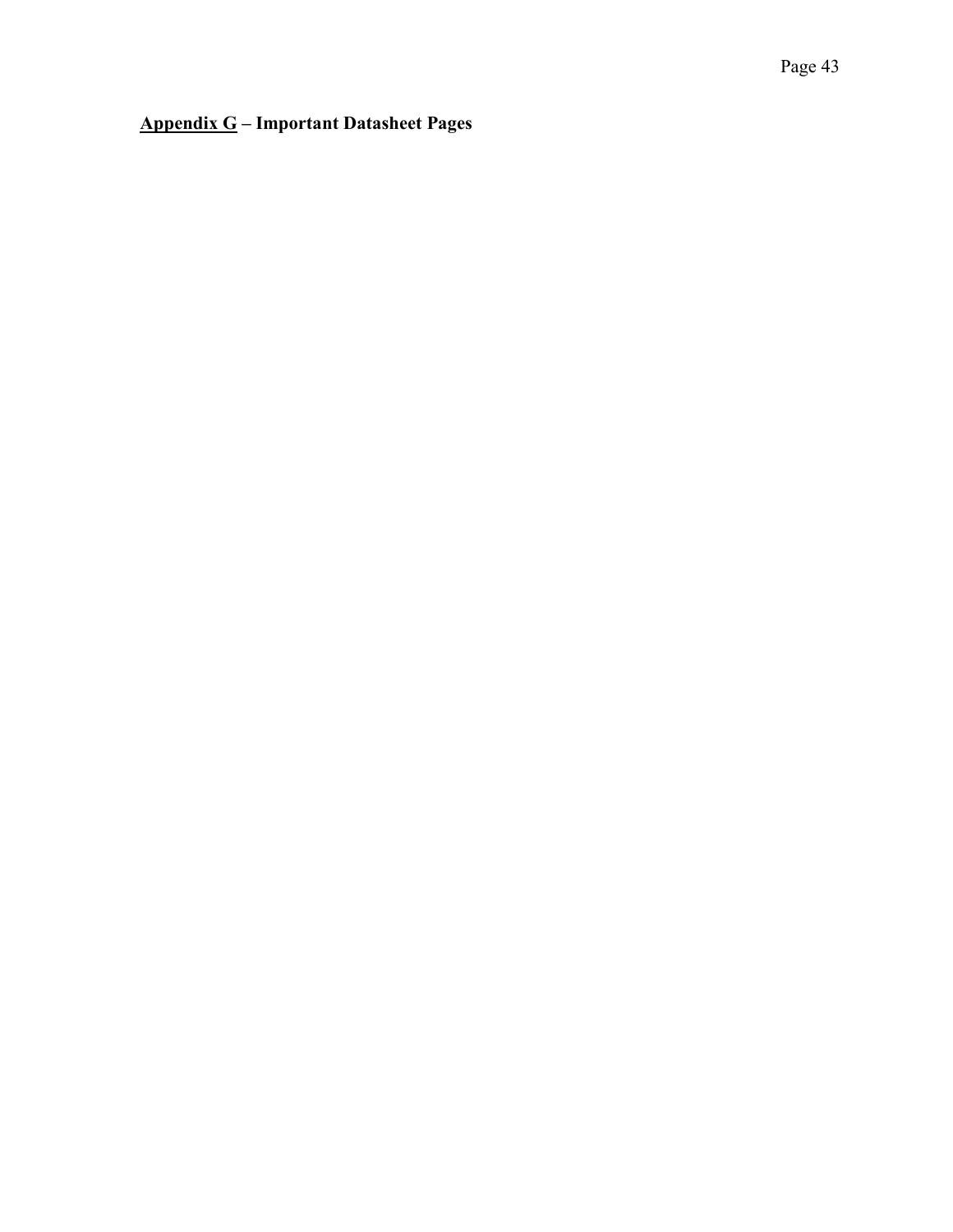## Appendix G – Important Datasheet Pages